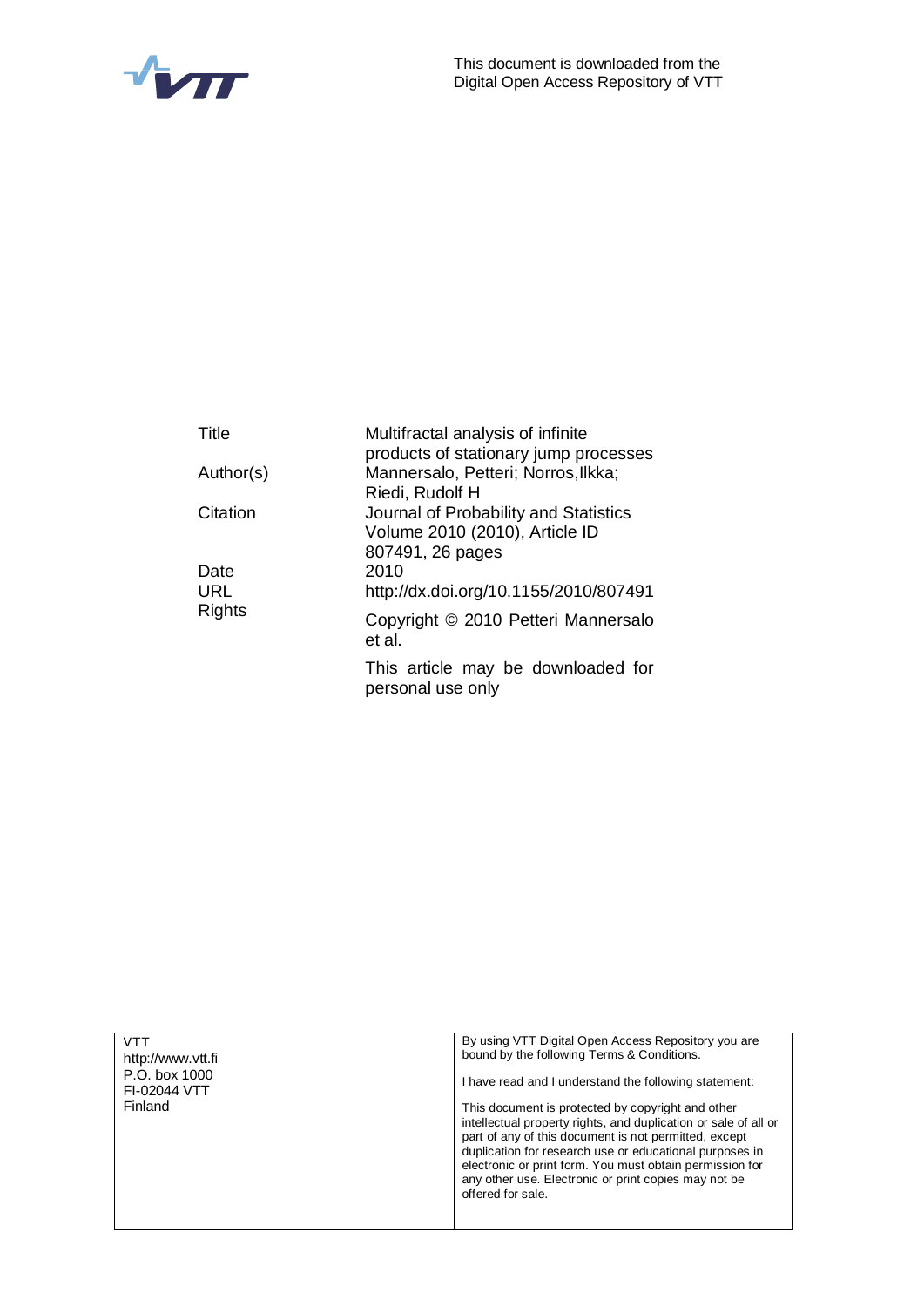This document is downloaded from the
Digital Open Access Repository of VTT

| | |
|---|---|
| Title | Multifractal analysis of infinite products of stationary jump processes |
| Author(s) | Mannersalo, Petteri; Norros,Ilkka; Riedi, Rudolf H |
| Citation | Journal of Probability and Statistics Volume 2010 (2010), Article ID 807491, 26 pages |
| Date | 2010 |
| URL | http://dx.doi.org/10.1155/2010/807491 |
| Rights | Copyright © 2010 Petteri Mannersalo et al.<br><br>This article may be downloaded for personal use only |

| | |
|---|---|
| VTT<br>http://www.vtt.fi<br>P.O. box 1000<br>FI-02044 VTT<br>Finland | By using VTT Digital Open Access Repository you are bound by the following Terms & Conditions.<br><br>I have read and I understand the following statement:<br><br>This document is protected by copyright and other intellectual property rights, and duplication or sale of all or part of any of this document is not permitted, except duplication for research use or educational purposes in electronic or print form. You must obtain permission for any other use. Electronic or print copies may not be offered for sale. |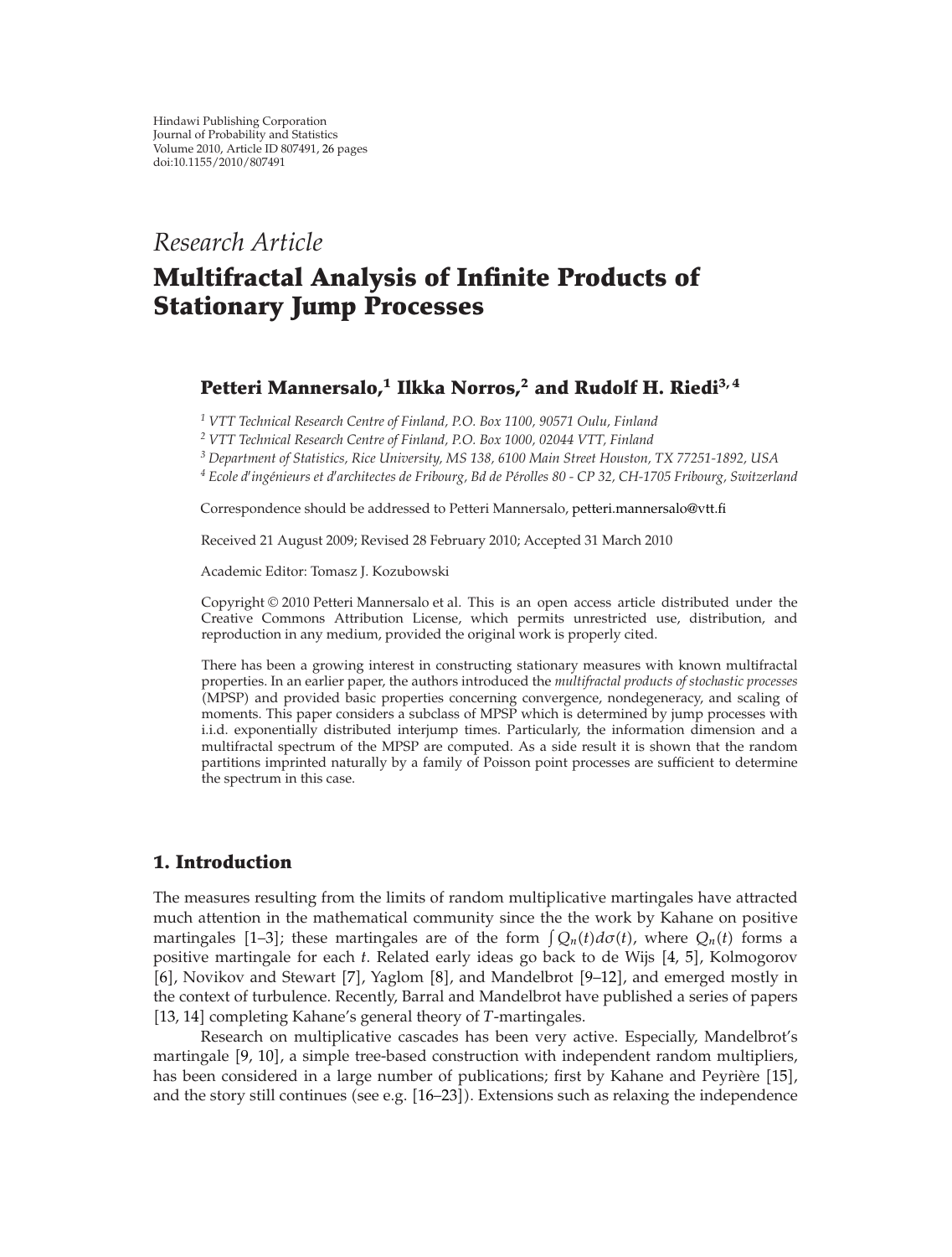Research Article

# Multifractal Analysis of Infinite Products of Stationary Jump Processes

**Petteri Mannersalo,[1] Ilkka Norros,[2] and Rudolf H. Riedi[3, 4]**

[1] *VTT Technical Research Centre of Finland, P.O. Box 1100, 90571 Oulu, Finland*
[2] *VTT Technical Research Centre of Finland, P.O. Box 1000, 02044 VTT, Finland*
[3] *Department of Statistics, Rice University, MS 138, 6100 Main Street Houston, TX 77251-1892, USA*
[4] *Ecole d'ingénieurs et d'architectes de Fribourg, Bd de Pérolles 80 - CP 32, CH-1705 Fribourg, Switzerland*

Correspondence should be addressed to Petteri Mannersalo, petteri.mannersalo@vtt.fi

Received 21 August 2009; Revised 28 February 2010; Accepted 31 March 2010

Academic Editor: Tomasz J. Kozubowski

Copyright © 2010 Petteri Mannersalo et al. This is an open access article distributed under the Creative Commons Attribution License, which permits unrestricted use, distribution, and reproduction in any medium, provided the original work is properly cited.

There has been a growing interest in constructing stationary measures with known multifractal properties. In an earlier paper, the authors introduced the *multifractal products of stochastic processes* (MPSP) and provided basic properties concerning convergence, nondegeneracy, and scaling of moments. This paper considers a subclass of MPSP which is determined by jump processes with i.i.d. exponentially distributed interjump times. Particularly, the information dimension and a multifractal spectrum of the MPSP are computed. As a side result it is shown that the random partitions imprinted naturally by a family of Poisson point processes are sufficient to determine the spectrum in this case.

## 1. Introduction

The measures resulting from the limits of random multiplicative martingales have attracted much attention in the mathematical community since the the work by Kahane on positive martingales [1–3]; these martingales are of the form $\int Q_n(t)d\sigma(t)$, where $Q_n(t)$ forms a positive martingale for each $t$. Related early ideas go back to de Wijs [4, 5], Kolmogorov [6], Novikov and Stewart [7], Yaglom [8], and Mandelbrot [9–12], and emerged mostly in the context of turbulence. Recently, Barral and Mandelbrot have published a series of papers [13, 14] completing Kahane's general theory of $T$-martingales.

Research on multiplicative cascades has been very active. Especially, Mandelbrot's martingale [9, 10], a simple tree-based construction with independent random multipliers, has been considered in a large number of publications; first by Kahane and Peyrière [15], and the story still continues (see e.g. [16–23]). Extensions such as relaxing the independence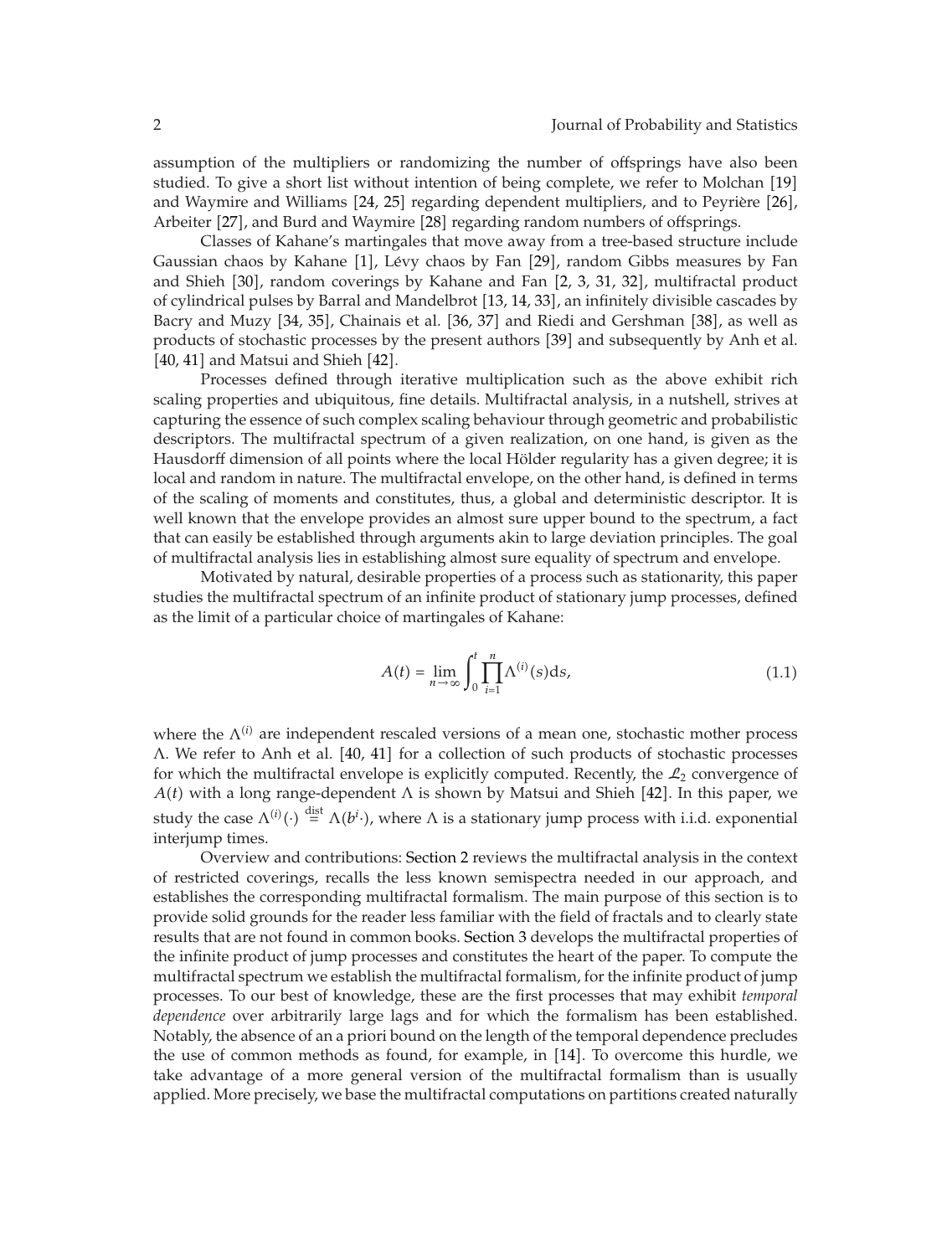assumption of the multipliers or randomizing the number of offsprings have also been studied. To give a short list without intention of being complete, we refer to Molchan [19] and Waymire and Williams [24, 25] regarding dependent multipliers, and to Peyrière [26], Arbeiter [27], and Burd and Waymire [28] regarding random numbers of offsprings.

Classes of Kahane's martingales that move away from a tree-based structure include Gaussian chaos by Kahane [1], Lévy chaos by Fan [29], random Gibbs measures by Fan and Shieh [30], random coverings by Kahane and Fan [2, 3, 31, 32], multifractal product of cylindrical pulses by Barral and Mandelbrot [13, 14, 33], an infinitely divisible cascades by Bacry and Muzy [34, 35], Chainais et al. [36, 37] and Riedi and Gershman [38], as well as products of stochastic processes by the present authors [39] and subsequently by Anh et al. [40, 41] and Matsui and Shieh [42].

Processes defined through iterative multiplication such as the above exhibit rich scaling properties and ubiquitous, fine details. Multifractal analysis, in a nutshell, strives at capturing the essence of such complex scaling behaviour through geometric and probabilistic descriptors. The multifractal spectrum of a given realization, on one hand, is given as the Hausdorff dimension of all points where the local Hölder regularity has a given degree; it is local and random in nature. The multifractal envelope, on the other hand, is defined in terms of the scaling of moments and constitutes, thus, a global and deterministic descriptor. It is well known that the envelope provides an almost sure upper bound to the spectrum, a fact that can easily be established through arguments akin to large deviation principles. The goal of multifractal analysis lies in establishing almost sure equality of spectrum and envelope.

Motivated by natural, desirable properties of a process such as stationarity, this paper studies the multifractal spectrum of an infinite product of stationary jump processes, defined as the limit of a particular choice of martingales of Kahane:

$$A(t) = \lim_{n\to\infty} \int_0^t \prod_{i=1}^n \Lambda^{(i)}(s)\mathrm{d}s, \tag{1.1}$$

where the $\Lambda^{(i)}$ are independent rescaled versions of a mean one, stochastic mother process $\Lambda$. We refer to Anh et al. [40, 41] for a collection of such products of stochastic processes for which the multifractal envelope is explicitly computed. Recently, the $\mathcal{L}_2$ convergence of $A(t)$ with a long range-dependent $\Lambda$ is shown by Matsui and Shieh [42]. In this paper, we study the case $\Lambda^{(i)}(\cdot) \overset{\text{dist}}{=} \Lambda(b^i\cdot)$, where $\Lambda$ is a stationary jump process with i.i.d. exponential interjump times.

Overview and contributions: Section 2 reviews the multifractal analysis in the context of restricted coverings, recalls the less known semispectra needed in our approach, and establishes the corresponding multifractal formalism. The main purpose of this section is to provide solid grounds for the reader less familiar with the field of fractals and to clearly state results that are not found in common books. Section 3 develops the multifractal properties of the infinite product of jump processes and constitutes the heart of the paper. To compute the multifractal spectrum we establish the multifractal formalism, for the infinite product of jump processes. To our best of knowledge, these are the first processes that may exhibit *temporal dependence* over arbitrarily large lags and for which the formalism has been established. Notably, the absence of an a priori bound on the length of the temporal dependence precludes the use of common methods as found, for example, in [14]. To overcome this hurdle, we take advantage of a more general version of the multifractal formalism than is usually applied. More precisely, we base the multifractal computations on partitions created naturally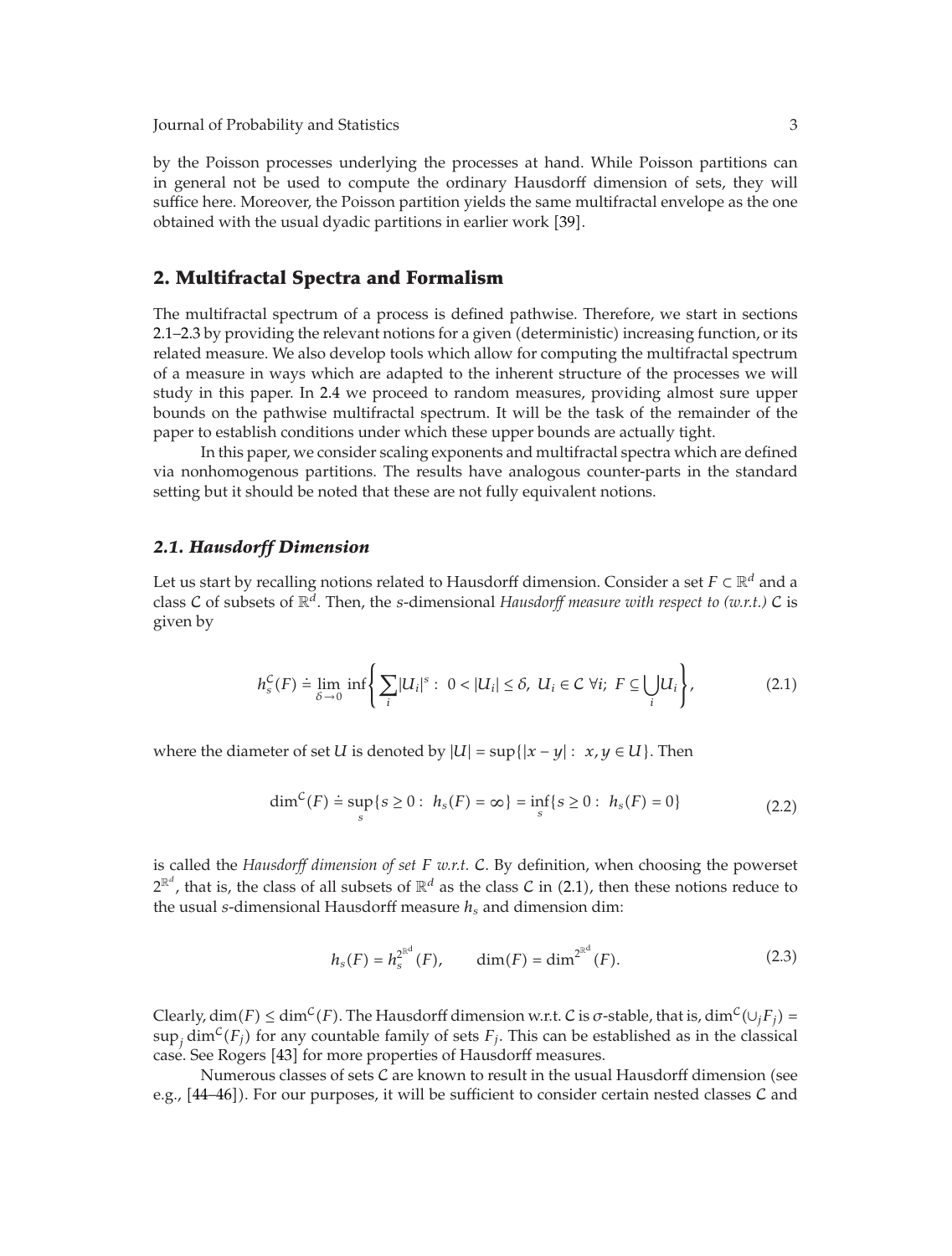by the Poisson processes underlying the processes at hand. While Poisson partitions can in general not be used to compute the ordinary Hausdorff dimension of sets, they will suffice here. Moreover, the Poisson partition yields the same multifractal envelope as the one obtained with the usual dyadic partitions in earlier work [39].

## 2. Multifractal Spectra and Formalism

The multifractal spectrum of a process is defined pathwise. Therefore, we start in sections 2.1–2.3 by providing the relevant notions for a given (deterministic) increasing function, or its related measure. We also develop tools which allow for computing the multifractal spectrum of a measure in ways which are adapted to the inherent structure of the processes we will study in this paper. In 2.4 we proceed to random measures, providing almost sure upper bounds on the pathwise multifractal spectrum. It will be the task of the remainder of the paper to establish conditions under which these upper bounds are actually tight.

In this paper, we consider scaling exponents and multifractal spectra which are defined via nonhomogenous partitions. The results have analogous counter-parts in the standard setting but it should be noted that these are not fully equivalent notions.

### *2.1. Hausdorff Dimension*

Let us start by recalling notions related to Hausdorff dimension. Consider a set $F \subset \mathbb{R}^d$ and a class $\mathcal{C}$ of subsets of $\mathbb{R}^d$. Then, the $s$-dimensional *Hausdorff measure with respect to (w.r.t.)* $\mathcal{C}$ is given by

$$h_s^{\mathcal{C}}(F) \doteq \lim_{\delta \to 0} \inf \left\{ \sum_i |U_i|^s : \ 0 < |U_i| \leq \delta, \ U_i \in \mathcal{C} \ \forall i; \ F \subseteq \bigcup_i U_i \right\}, \tag{2.1}$$

where the diameter of set $U$ is denoted by $|U| = \sup\{|x - y| : \ x, y \in U\}$. Then

$$\dim^{\mathcal{C}}(F) \doteq \sup_s \{s \geq 0 : \ h_s(F) = \infty\} = \inf_s \{s \geq 0 : \ h_s(F) = 0\} \tag{2.2}$$

is called the *Hausdorff dimension of set $F$ w.r.t.* $\mathcal{C}$. By definition, when choosing the powerset $2^{\mathbb{R}^d}$, that is, the class of all subsets of $\mathbb{R}^d$ as the class $\mathcal{C}$ in (2.1), then these notions reduce to the usual $s$-dimensional Hausdorff measure $h_s$ and dimension dim:

$$h_s(F) = h_s^{2^{\mathbb{R}^d}}(F), \qquad \dim(F) = \dim^{2^{\mathbb{R}^d}}(F). \tag{2.3}$$

Clearly, $\dim(F) \leq \dim^{\mathcal{C}}(F)$. The Hausdorff dimension w.r.t. $\mathcal{C}$ is $\sigma$-stable, that is, $\dim^{\mathcal{C}}(\cup_j F_j) = \sup_j \dim^{\mathcal{C}}(F_j)$ for any countable family of sets $F_j$. This can be established as in the classical case. See Rogers [43] for more properties of Hausdorff measures.

Numerous classes of sets $\mathcal{C}$ are known to result in the usual Hausdorff dimension (see e.g., [44–46]). For our purposes, it will be sufficient to consider certain nested classes $\mathcal{C}$ and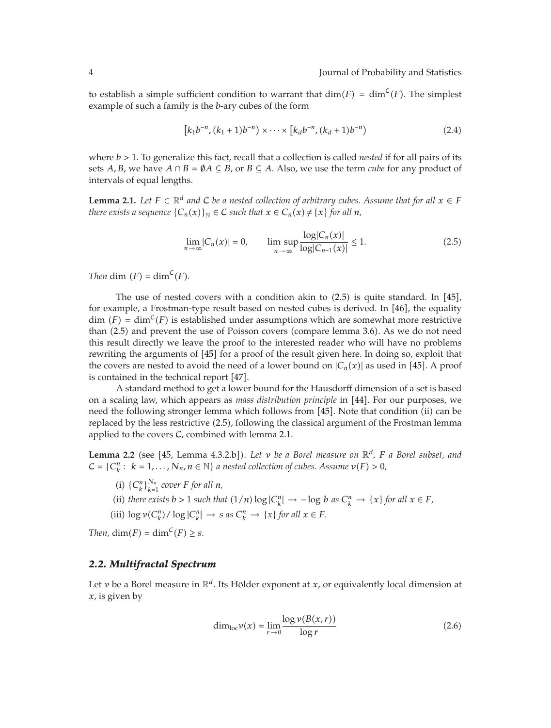to establish a simple sufficient condition to warrant that $\dim(F) = \dim^{\mathcal{C}}(F)$. The simplest example of such a family is the $b$-ary cubes of the form

$$[k_1 b^{-n}, (k_1+1)b^{-n}) \times \cdots \times [k_d b^{-n}, (k_d+1)b^{-n}) \tag{2.4}$$

where $b > 1$. To generalize this fact, recall that a collection is called *nested* if for all pairs of its sets $A, B$, we have $A \cap B = \emptyset A \subseteq B$, or $B \subseteq A$. Also, we use the term *cube* for any product of intervals of equal lengths.

**Lemma 2.1.** *Let $F \subset \mathbb{R}^d$ and $\mathcal{C}$ be a nested collection of arbitrary cubes. Assume that for all $x \in F$ there exists a sequence $\{C_n(x)\}_{\mathbb{N}} \in \mathcal{C}$ such that $x \in C_n(x) \neq \{x\}$ for all $n$,*

$$\lim_{n\to\infty} |C_n(x)| = 0, \qquad \limsup_{n\to\infty} \frac{\log|C_n(x)|}{\log|C_{n-1}(x)|} \leq 1. \tag{2.5}$$

*Then* $\dim\ (F) = \dim^{\mathcal{C}}(F)$.

The use of nested covers with a condition akin to (2.5) is quite standard. In [45], for example, a Frostman-type result based on nested cubes is derived. In [46], the equality $\dim\ (F) = \dim^{\mathcal{C}}(F)$ is established under assumptions which are somewhat more restrictive than (2.5) and prevent the use of Poisson covers (compare lemma 3.6). As we do not need this result directly we leave the proof to the interested reader who will have no problems rewriting the arguments of [45] for a proof of the result given here. In doing so, exploit that the covers are nested to avoid the need of a lower bound on $|C_n(x)|$ as used in [45]. A proof is contained in the technical report [47].

A standard method to get a lower bound for the Hausdorff dimension of a set is based on a scaling law, which appears as *mass distribution principle* in [44]. For our purposes, we need the following stronger lemma which follows from [45]. Note that condition (ii) can be replaced by the less restrictive (2.5), following the classical argument of the Frostman lemma applied to the covers $\mathcal{C}$, combined with lemma 2.1.

**Lemma 2.2** (see [45, Lemma 4.3.2.b]). *Let $\nu$ be a Borel measure on $\mathbb{R}^d$, $F$ a Borel subset, and $\mathcal{C} = \{C_k^n : k = 1, \ldots, N_n, n \in \mathbb{N}\}$ a nested collection of cubes. Assume $\nu(F) > 0$,*

(i) *$\{C_k^n\}_{k=1}^{N_n}$ cover $F$ for all $n$,*

(ii) *there exists $b > 1$ such that $(1/n)\log|C_k^n| \to -\log b$ as $C_k^n \to \{x\}$ for all $x \in F$,*

(iii) *$\log \nu(C_k^n)/\log|C_k^n| \to s$ as $C_k^n \to \{x\}$ for all $x \in F$.*

*Then,* $\dim(F) = \dim^{\mathcal{C}}(F) \geq s$.

### *2.2. Multifractal Spectrum*

Let $\nu$ be a Borel measure in $\mathbb{R}^d$. Its Hölder exponent at $x$, or equivalently local dimension at $x$, is given by

$$\dim_{\text{loc}}\nu(x) = \lim_{r\to 0} \frac{\log \nu(B(x,r))}{\log r} \tag{2.6}$$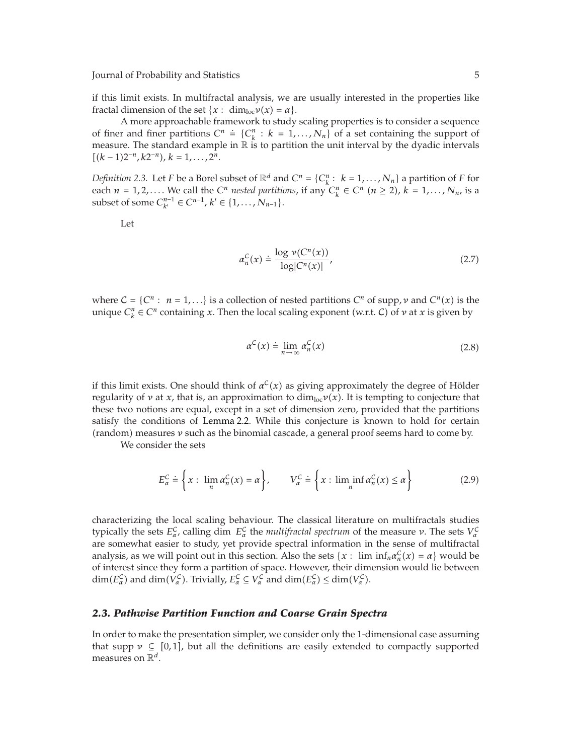if this limit exists. In multifractal analysis, we are usually interested in the properties like fractal dimension of the set $\{x : \dim_{\text{loc}} \nu(x) = \alpha\}$.

A more approachable framework to study scaling properties is to consider a sequence of finer and finer partitions $C^n \doteq \{C_k^n : k = 1, \ldots, N_n\}$ of a set containing the support of measure. The standard example in $\mathbb{R}$ is to partition the unit interval by the dyadic intervals $[(k-1)2^{-n}, k2^{-n})$, $k = 1, \ldots, 2^n$.

*Definition 2.3.* Let $F$ be a Borel subset of $\mathbb{R}^d$ and $C^n = \{C_k^n : k = 1, \ldots, N_n\}$ a partition of $F$ for each $n = 1, 2, \ldots$. We call the $C^n$ *nested partitions*, if any $C_k^n \in C^n$ $(n \geq 2)$, $k = 1, \ldots, N_n$, is a subset of some $C_{k'}^{n-1} \in C^{n-1}$, $k' \in \{1, \ldots, N_{n-1}\}$.

Let

$$\alpha_n^{\mathcal{C}}(x) \doteq \frac{\log \nu(C^n(x))}{\log |C^n(x)|}, \tag{2.7}$$

where $\mathcal{C} = \{C^n : n = 1, \ldots\}$ is a collection of nested partitions $C^n$ of $\operatorname{supp} \nu$ and $C^n(x)$ is the unique $C_k^n \in C^n$ containing $x$. Then the local scaling exponent (w.r.t. $\mathcal{C}$) of $\nu$ at $x$ is given by

$$\alpha^{\mathcal{C}}(x) \doteq \lim_{n \to \infty} \alpha_n^{\mathcal{C}}(x) \tag{2.8}$$

if this limit exists. One should think of $\alpha^{\mathcal{C}}(x)$ as giving approximately the degree of Hölder regularity of $\nu$ at $x$, that is, an approximation to $\dim_{\text{loc}} \nu(x)$. It is tempting to conjecture that these two notions are equal, except in a set of dimension zero, provided that the partitions satisfy the conditions of Lemma 2.2. While this conjecture is known to hold for certain (random) measures $\nu$ such as the binomial cascade, a general proof seems hard to come by.

We consider the sets

$$E_\alpha^{\mathcal{C}} \doteq \left\{x : \lim_n \alpha_n^{\mathcal{C}}(x) = \alpha\right\}, \qquad V_\alpha^{\mathcal{C}} \doteq \left\{x : \liminf_n \alpha_n^{\mathcal{C}}(x) \leq \alpha\right\} \tag{2.9}$$

characterizing the local scaling behaviour. The classical literature on multifractals studies typically the sets $E_\alpha^{\mathcal{C}}$, calling $\dim E_\alpha^{\mathcal{C}}$ the *multifractal spectrum* of the measure $\nu$. The sets $V_\alpha^{\mathcal{C}}$ are somewhat easier to study, yet provide spectral information in the sense of multifractal analysis, as we will point out in this section. Also the sets $\{x : \liminf_n \alpha_n^{\mathcal{C}}(x) = \alpha\}$ would be of interest since they form a partition of space. However, their dimension would lie between $\dim(E_\alpha^{\mathcal{C}})$ and $\dim(V_\alpha^{\mathcal{C}})$. Trivially, $E_\alpha^{\mathcal{C}} \subseteq V_\alpha^{\mathcal{C}}$ and $\dim(E_\alpha^{\mathcal{C}}) \leq \dim(V_\alpha^{\mathcal{C}})$.

### *2.3. Pathwise Partition Function and Coarse Grain Spectra*

In order to make the presentation simpler, we consider only the 1-dimensional case assuming that $\operatorname{supp} \nu \subseteq [0, 1]$, but all the definitions are easily extended to compactly supported measures on $\mathbb{R}^d$.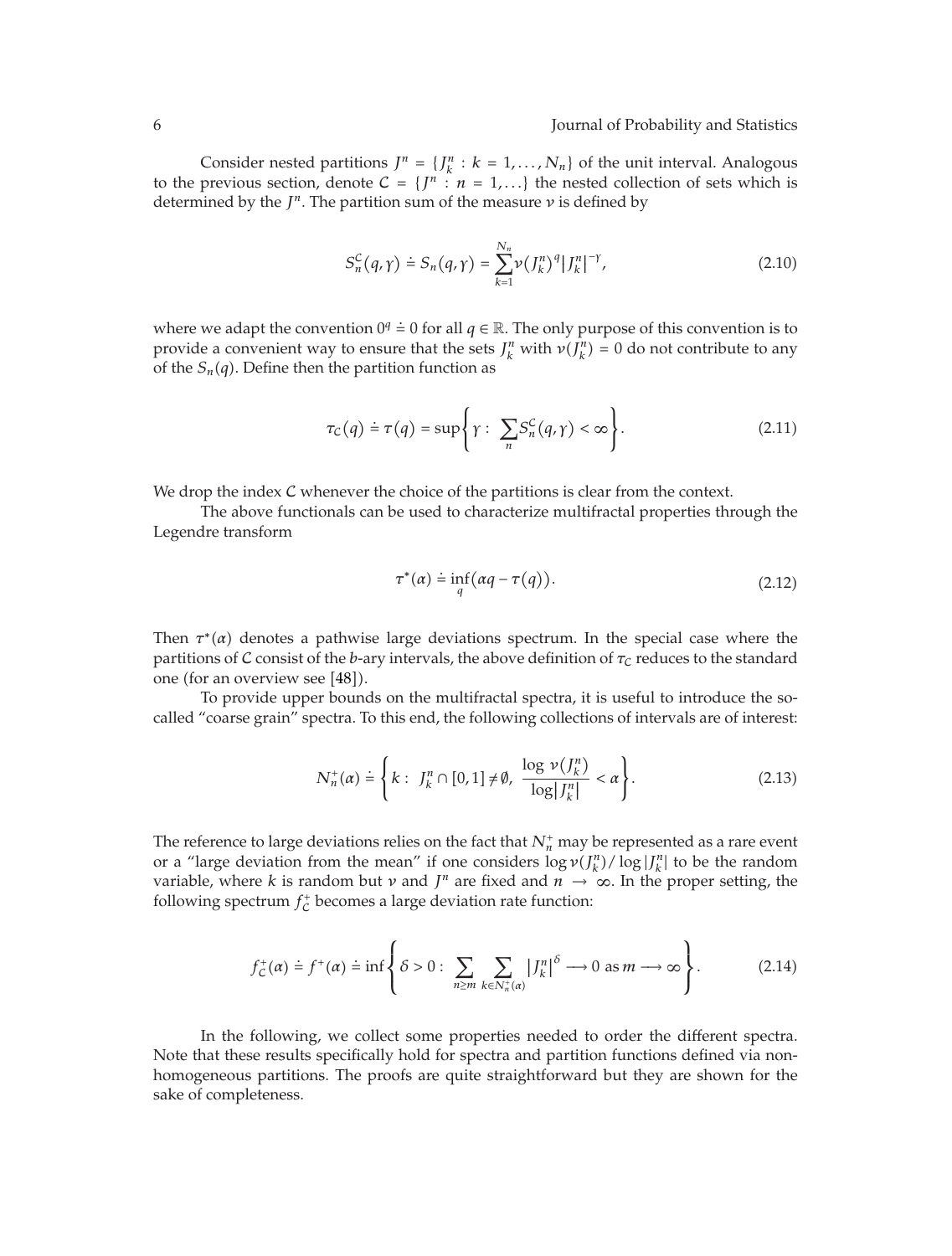Consider nested partitions $J^n = \{J_k^n : k = 1, \ldots, N_n\}$ of the unit interval. Analogous to the previous section, denote $\mathcal{C} = \{J^n : n = 1, \ldots\}$ the nested collection of sets which is determined by the $J^n$. The partition sum of the measure $\nu$ is defined by

$$S_n^{\mathcal{C}}(q, \gamma) \doteq S_n(q, \gamma) = \sum_{k=1}^{N_n} \nu(J_k^n)^q |J_k^n|^{-\gamma}, \tag{2.10}$$

where we adapt the convention $0^q \doteq 0$ for all $q \in \mathbb{R}$. The only purpose of this convention is to provide a convenient way to ensure that the sets $J_k^n$ with $\nu(J_k^n) = 0$ do not contribute to any of the $S_n(q)$. Define then the partition function as

$$\tau_{\mathcal{C}}(q) \doteq \tau(q) = \sup\left\{ \gamma : \sum_n S_n^{\mathcal{C}}(q, \gamma) < \infty \right\}. \tag{2.11}$$

We drop the index $\mathcal{C}$ whenever the choice of the partitions is clear from the context.

The above functionals can be used to characterize multifractal properties through the Legendre transform

$$\tau^*(\alpha) \doteq \inf_q (\alpha q - \tau(q)). \tag{2.12}$$

Then $\tau^*(\alpha)$ denotes a pathwise large deviations spectrum. In the special case where the partitions of $\mathcal{C}$ consist of the $b$-ary intervals, the above definition of $\tau_{\mathcal{C}}$ reduces to the standard one (for an overview see [48]).

To provide upper bounds on the multifractal spectra, it is useful to introduce the so-called "coarse grain" spectra. To this end, the following collections of intervals are of interest:

$$N_n^+(\alpha) \doteq \left\{ k : J_k^n \cap [0,1] \neq \emptyset, \ \frac{\log \nu(J_k^n)}{\log |J_k^n|} < \alpha \right\}. \tag{2.13}$$

The reference to large deviations relies on the fact that $N_n^+$ may be represented as a rare event or a "large deviation from the mean" if one considers $\log \nu(J_k^n) / \log |J_k^n|$ to be the random variable, where $k$ is random but $\nu$ and $J^n$ are fixed and $n \to \infty$. In the proper setting, the following spectrum $f_{\mathcal{C}}^+$ becomes a large deviation rate function:

$$f_{\mathcal{C}}^+(\alpha) \doteq f^+(\alpha) \doteq \inf\left\{ \delta > 0 : \sum_{n \geq m} \sum_{k \in N_n^+(\alpha)} |J_k^n|^{\delta} \longrightarrow 0 \text{ as } m \longrightarrow \infty \right\}. \tag{2.14}$$

In the following, we collect some properties needed to order the different spectra. Note that these results specifically hold for spectra and partition functions defined via non-homogeneous partitions. The proofs are quite straightforward but they are shown for the sake of completeness.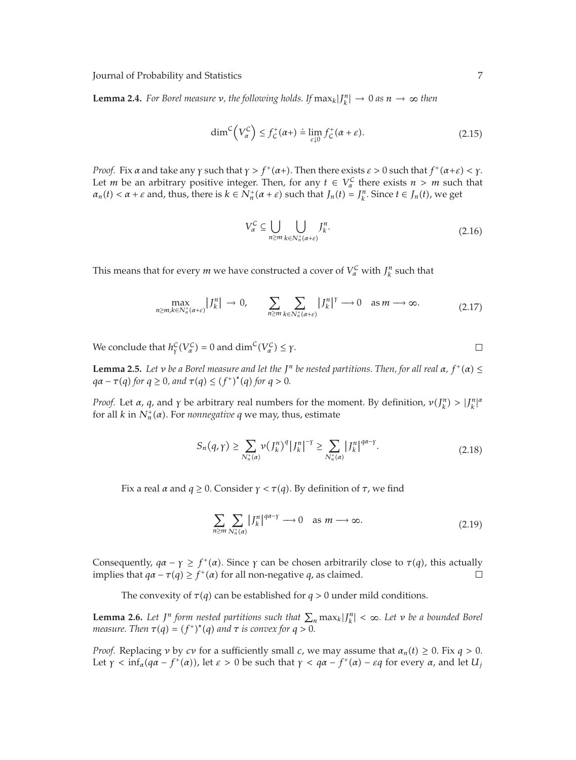**Lemma 2.4.** *For Borel measure $\nu$, the following holds. If $\max_k |J_k^n| \to 0$ as $n \to \infty$ then*

$$\dim^{\mathcal{C}}\left(V_\alpha^{\mathcal{C}}\right) \leq f_{\mathcal{C}}^+(\alpha+) \doteq \lim_{\varepsilon \downarrow 0} f_{\mathcal{C}}^+(\alpha+\varepsilon). \tag{2.15}$$

*Proof.* Fix $\alpha$ and take any $\gamma$ such that $\gamma > f^+(\alpha+)$. Then there exists $\varepsilon > 0$ such that $f^+(\alpha+\varepsilon) < \gamma$. Let $m$ be an arbitrary positive integer. Then, for any $t \in V_\alpha^{\mathcal{C}}$ there exists $n > m$ such that $\alpha_n(t) < \alpha + \varepsilon$ and, thus, there is $k \in N_n^+(\alpha+\varepsilon)$ such that $J_n(t) = J_k^n$. Since $t \in J_n(t)$, we get

$$V_\alpha^{\mathcal{C}} \subseteq \bigcup_{n \geq m} \bigcup_{k \in N_n^+(\alpha+\varepsilon)} J_k^n. \tag{2.16}$$

This means that for every $m$ we have constructed a cover of $V_\alpha^{\mathcal{C}}$ with $J_k^n$ such that

$$\max_{n \geq m, k \in N_n^+(\alpha+\varepsilon)} \left|J_k^n\right| \to 0, \qquad \sum_{n \geq m} \sum_{k \in N_n^+(\alpha+\varepsilon)} \left|J_k^n\right|^\gamma \longrightarrow 0 \quad \text{as } m \longrightarrow \infty. \tag{2.17}$$

We conclude that $h_\gamma^{\mathcal{C}}(V_\alpha^{\mathcal{C}}) = 0$ and $\dim^{\mathcal{C}}(V_\alpha^{\mathcal{C}}) \leq \gamma$. □

**Lemma 2.5.** *Let $\nu$ be a Borel measure and let the $J^n$ be nested partitions. Then, for all real $\alpha$, $f^+(\alpha) \leq q\alpha - \tau(q)$ for $q \geq 0$, and $\tau(q) \leq (f^+)^*(q)$ for $q > 0$.*

*Proof.* Let $\alpha$, $q$, and $\gamma$ be arbitrary real numbers for the moment. By definition, $\nu(J_k^n) > |J_k^n|^\alpha$ for all $k$ in $N_n^+(\alpha)$. For *nonnegative* $q$ we may, thus, estimate

$$S_n(q, \gamma) \geq \sum_{N_n^+(\alpha)} \nu\left(J_k^n\right)^q \left|J_k^n\right|^{-\gamma} \geq \sum_{N_n^+(\alpha)} \left|J_k^n\right|^{q\alpha-\gamma}. \tag{2.18}$$

Fix a real $\alpha$ and $q \geq 0$. Consider $\gamma < \tau(q)$. By definition of $\tau$, we find

$$\sum_{n \geq m} \sum_{N_n^+(\alpha)} \left|J_k^n\right|^{q\alpha-\gamma} \longrightarrow 0 \quad \text{as } m \longrightarrow \infty. \tag{2.19}$$

Consequently, $q\alpha - \gamma \geq f^+(\alpha)$. Since $\gamma$ can be chosen arbitrarily close to $\tau(q)$, this actually implies that $q\alpha - \tau(q) \geq f^+(\alpha)$ for all non-negative $q$, as claimed. □

The convexity of $\tau(q)$ can be established for $q > 0$ under mild conditions.

**Lemma 2.6.** *Let $J^n$ form nested partitions such that $\sum_n \max_k |J_k^n| < \infty$. Let $\nu$ be a bounded Borel measure. Then $\tau(q) = (f^+)^*(q)$ and $\tau$ is convex for $q > 0$.*

*Proof.* Replacing $\nu$ by $c\nu$ for a sufficiently small $c$, we may assume that $\alpha_n(t) \geq 0$. Fix $q > 0$. Let $\gamma < \inf_\alpha(q\alpha - f^+(\alpha))$, let $\varepsilon > 0$ be such that $\gamma < q\alpha - f^+(\alpha) - \varepsilon q$ for every $\alpha$, and let $U_j$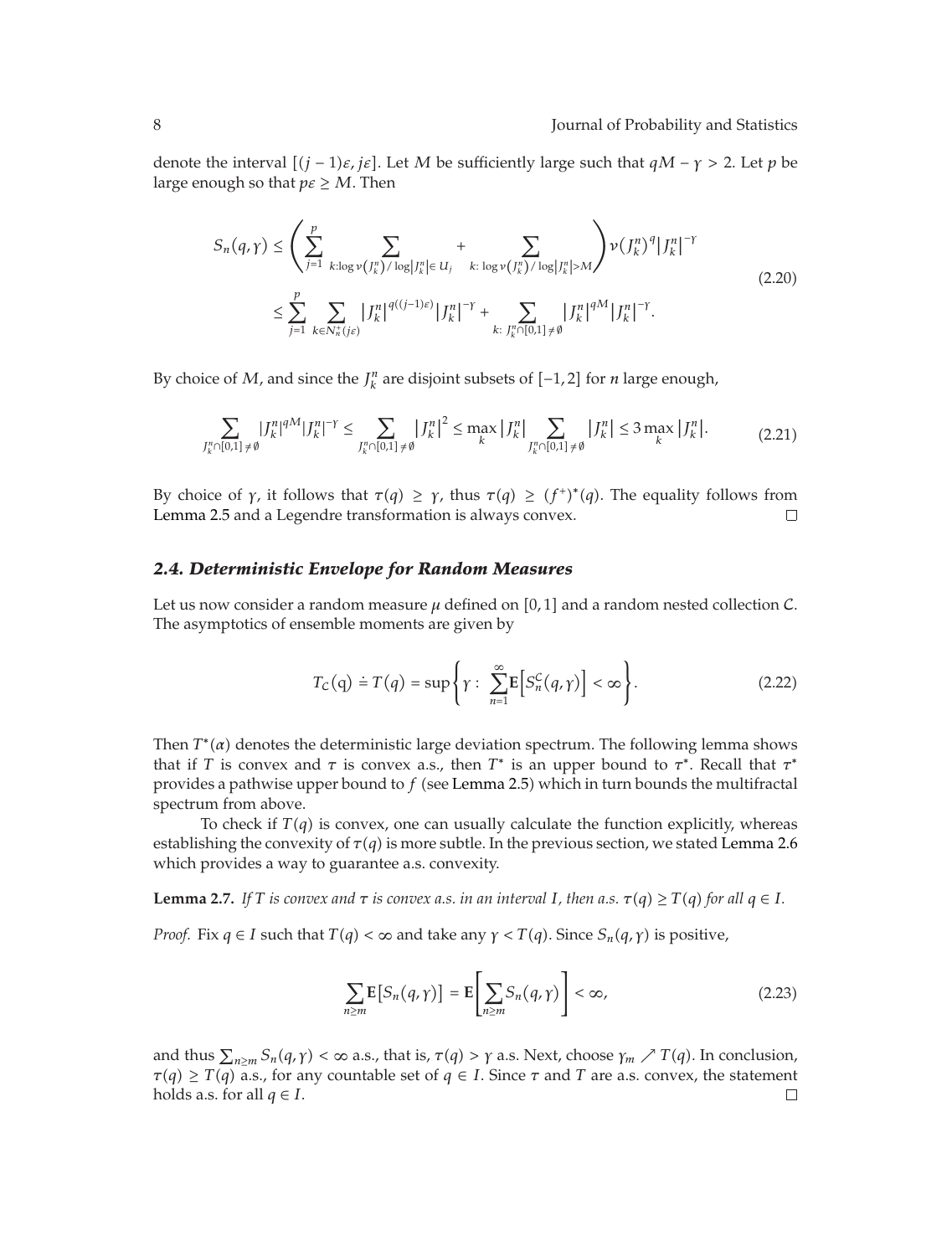denote the interval $[(j-1)\varepsilon, j\varepsilon]$. Let $M$ be sufficiently large such that $qM - \gamma > 2$. Let $p$ be large enough so that $p\varepsilon \geq M$. Then

$$
\begin{aligned}
S_n(q,\gamma) &\leq \left( \sum_{j=1}^{p} \sum_{k: \log \nu(J_k^n)/\log|J_k^n| \in U_j} + \sum_{k:\, \log \nu(J_k^n)/\log|J_k^n| > M} \right) \nu(J_k^n)^q |J_k^n|^{-\gamma} \\
&\leq \sum_{j=1}^{p} \sum_{k \in N_n^+(j\varepsilon)} |J_k^n|^{q((j-1)\varepsilon)} |J_k^n|^{-\gamma} + \sum_{k:\, J_k^n \cap [0,1] \neq \emptyset} |J_k^n|^{qM} |J_k^n|^{-\gamma}.
\end{aligned}
\tag{2.20}
$$

By choice of $M$, and since the $J_k^n$ are disjoint subsets of $[-1,2]$ for $n$ large enough,

$$
\sum_{J_k^n \cap [0,1] \neq \emptyset} |J_k^n|^{qM} |J_k^n|^{-\gamma} \leq \sum_{J_k^n \cap [0,1] \neq \emptyset} |J_k^n|^2 \leq \max_k |J_k^n| \sum_{J_k^n \cap [0,1] \neq \emptyset} |J_k^n| \leq 3 \max_k |J_k^n|. \tag{2.21}
$$

By choice of $\gamma$, it follows that $\tau(q) \geq \gamma$, thus $\tau(q) \geq (f^+)^*(q)$. The equality follows from Lemma 2.5 and a Legendre transformation is always convex. $\square$

### *2.4. Deterministic Envelope for Random Measures*

Let us now consider a random measure $\mu$ defined on $[0,1]$ and a random nested collection $\mathcal{C}$. The asymptotics of ensemble moments are given by

$$
T_{\mathcal{C}}(\mathrm{q}) \doteq T(q) = \sup\left\{ \gamma : \sum_{n=1}^{\infty} \mathbf{E}\left[ S_n^{\mathcal{C}}(q,\gamma) \right] < \infty \right\}. \tag{2.22}
$$

Then $T^*(\alpha)$ denotes the deterministic large deviation spectrum. The following lemma shows that if $T$ is convex and $\tau$ is convex a.s., then $T^*$ is an upper bound to $\tau^*$. Recall that $\tau^*$ provides a pathwise upper bound to $f$ (see Lemma 2.5) which in turn bounds the multifractal spectrum from above.

To check if $T(q)$ is convex, one can usually calculate the function explicitly, whereas establishing the convexity of $\tau(q)$ is more subtle. In the previous section, we stated Lemma 2.6 which provides a way to guarantee a.s. convexity.

**Lemma 2.7.** *If $T$ is convex and $\tau$ is convex a.s. in an interval $I$, then a.s. $\tau(q) \geq T(q)$ for all $q \in I$.*

*Proof.* Fix $q \in I$ such that $T(q) < \infty$ and take any $\gamma < T(q)$. Since $S_n(q,\gamma)$ is positive,

$$
\sum_{n \geq m} \mathbf{E}[S_n(q,\gamma)] = \mathbf{E}\left[ \sum_{n \geq m} S_n(q,\gamma) \right] < \infty, \tag{2.23}
$$

and thus $\sum_{n \geq m} S_n(q,\gamma) < \infty$ a.s., that is, $\tau(q) > \gamma$ a.s. Next, choose $\gamma_m \nearrow T(q)$. In conclusion, $\tau(q) \geq T(q)$ a.s., for any countable set of $q \in I$. Since $\tau$ and $T$ are a.s. convex, the statement holds a.s. for all $q \in I$. $\square$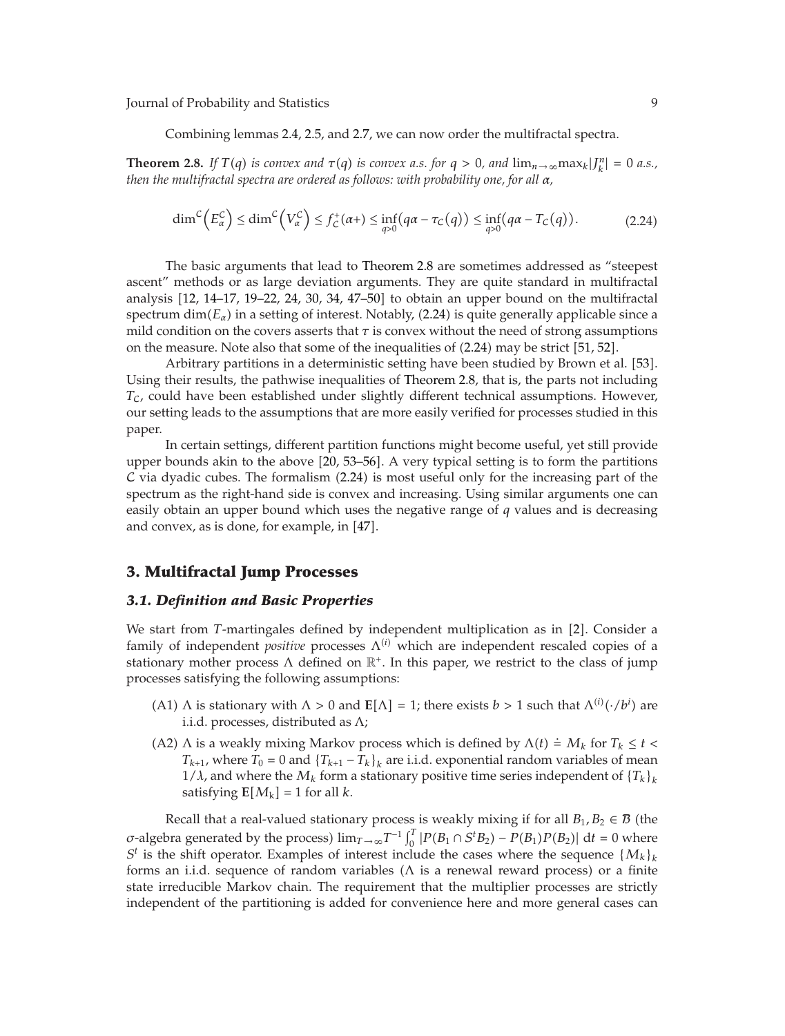Combining lemmas 2.4, 2.5, and 2.7, we can now order the multifractal spectra.

**Theorem 2.8.** *If $T(q)$ is convex and $\tau(q)$ is convex a.s. for $q > 0$, and $\lim_{n\to\infty}\max_k |J_k^n| = 0$ a.s., then the multifractal spectra are ordered as follows: with probability one, for all $\alpha$,*

$$\dim^{\mathcal{C}}\left(E_\alpha^{\mathcal{C}}\right) \le \dim^{\mathcal{C}}\left(V_\alpha^{\mathcal{C}}\right) \le f_{\mathcal{C}}^{+}(\alpha+) \le \inf_{q>0}\left(q\alpha - \tau_{\mathcal{C}}(q)\right) \le \inf_{q>0}\left(q\alpha - T_{\mathcal{C}}(q)\right). \tag{2.24}$$

The basic arguments that lead to Theorem 2.8 are sometimes addressed as "steepest ascent" methods or as large deviation arguments. They are quite standard in multifractal analysis [12, 14–17, 19–22, 24, 30, 34, 47–50] to obtain an upper bound on the multifractal spectrum $\dim(E_\alpha)$ in a setting of interest. Notably, (2.24) is quite generally applicable since a mild condition on the covers asserts that $\tau$ is convex without the need of strong assumptions on the measure. Note also that some of the inequalities of (2.24) may be strict [51, 52].

Arbitrary partitions in a deterministic setting have been studied by Brown et al. [53]. Using their results, the pathwise inequalities of Theorem 2.8, that is, the parts not including $T_{\mathcal{C}}$, could have been established under slightly different technical assumptions. However, our setting leads to the assumptions that are more easily verified for processes studied in this paper.

In certain settings, different partition functions might become useful, yet still provide upper bounds akin to the above [20, 53–56]. A very typical setting is to form the partitions $\mathcal{C}$ via dyadic cubes. The formalism (2.24) is most useful only for the increasing part of the spectrum as the right-hand side is convex and increasing. Using similar arguments one can easily obtain an upper bound which uses the negative range of $q$ values and is decreasing and convex, as is done, for example, in [47].

## 3. Multifractal Jump Processes

### *3.1. Definition and Basic Properties*

We start from $T$-martingales defined by independent multiplication as in [2]. Consider a family of independent *positive* processes $\Lambda^{(i)}$ which are independent rescaled copies of a stationary mother process $\Lambda$ defined on $\mathbb{R}^+$. In this paper, we restrict to the class of jump processes satisfying the following assumptions:

- (A1) $\Lambda$ is stationary with $\Lambda > 0$ and $\mathbf{E}[\Lambda] = 1$; there exists $b > 1$ such that $\Lambda^{(i)}(\cdot/b^i)$ are i.i.d. processes, distributed as $\Lambda$;
- (A2) $\Lambda$ is a weakly mixing Markov process which is defined by $\Lambda(t) \doteq M_k$ for $T_k \le t < T_{k+1}$, where $T_0 = 0$ and $\{T_{k+1} - T_k\}_k$ are i.i.d. exponential random variables of mean $1/\lambda$, and where the $M_k$ form a stationary positive time series independent of $\{T_k\}_k$ satisfying $\mathbf{E}[M_k] = 1$ for all $k$.

Recall that a real-valued stationary process is weakly mixing if for all $B_1, B_2 \in \mathcal{B}$ (the $\sigma$-algebra generated by the process) $\lim_{T\to\infty} T^{-1}\int_0^T |P(B_1 \cap S^t B_2) - P(B_1)P(B_2)|\,\mathrm{d}t = 0$ where $S^t$ is the shift operator. Examples of interest include the cases where the sequence $\{M_k\}_k$ forms an i.i.d. sequence of random variables ($\Lambda$ is a renewal reward process) or a finite state irreducible Markov chain. The requirement that the multiplier processes are strictly independent of the partitioning is added for convenience here and more general cases can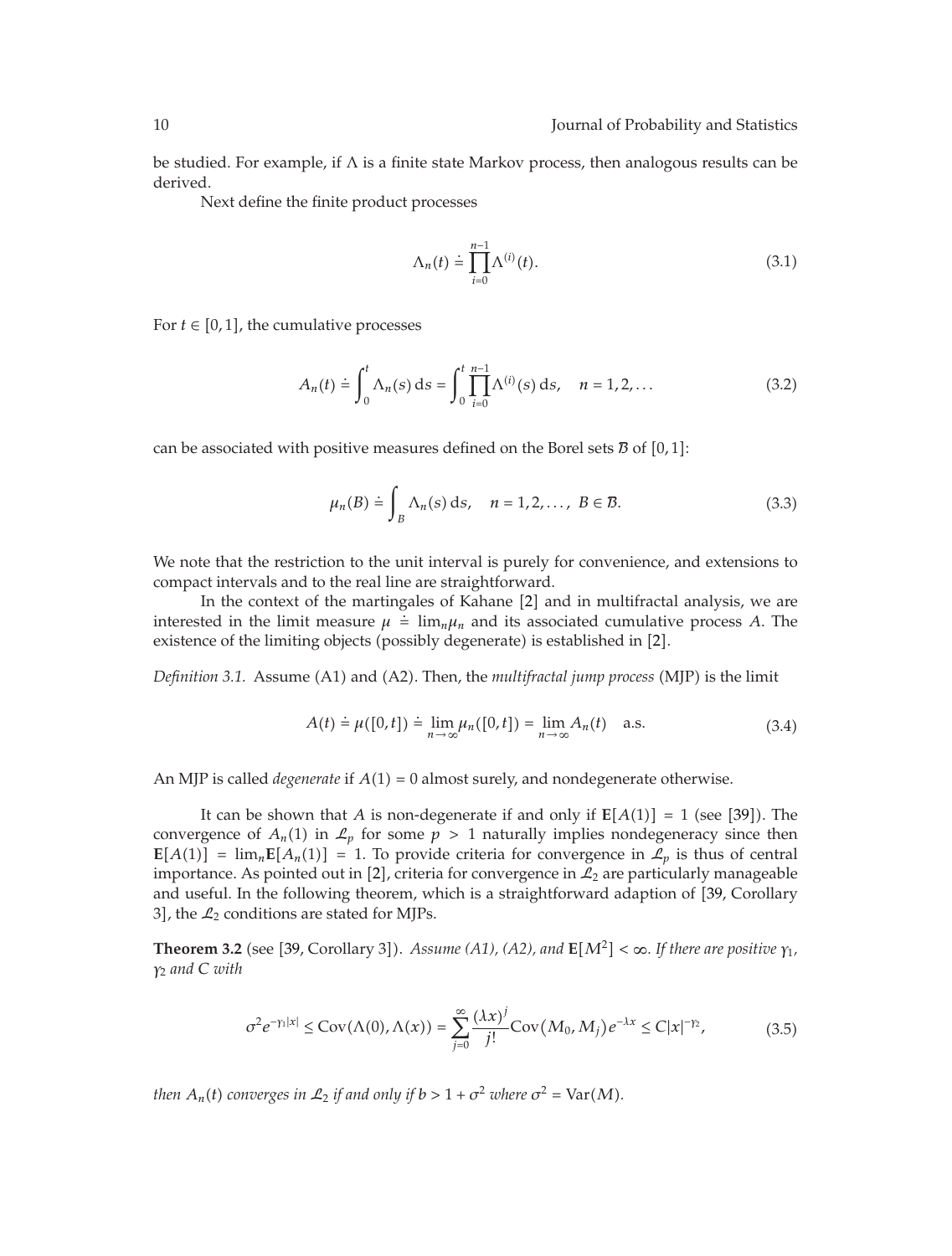be studied. For example, if $\Lambda$ is a finite state Markov process, then analogous results can be derived.

Next define the finite product processes

$$\Lambda_n(t) \doteq \prod_{i=0}^{n-1} \Lambda^{(i)}(t). \tag{3.1}$$

For $t \in [0,1]$, the cumulative processes

$$A_n(t) \doteq \int_0^t \Lambda_n(s)\, \mathrm{d}s = \int_0^t \prod_{i=0}^{n-1} \Lambda^{(i)}(s)\, \mathrm{d}s, \quad n = 1, 2, \ldots \tag{3.2}$$

can be associated with positive measures defined on the Borel sets $\mathcal{B}$ of $[0,1]$:

$$\mu_n(B) \doteq \int_B \Lambda_n(s)\, \mathrm{d}s, \quad n = 1, 2, \ldots, \; B \in \mathcal{B}. \tag{3.3}$$

We note that the restriction to the unit interval is purely for convenience, and extensions to compact intervals and to the real line are straightforward.

In the context of the martingales of Kahane [2] and in multifractal analysis, we are interested in the limit measure $\mu \doteq \lim_n \mu_n$ and its associated cumulative process $A$. The existence of the limiting objects (possibly degenerate) is established in [2].

*Definition 3.1.* Assume (A1) and (A2). Then, the *multifractal jump process* (MJP) is the limit

$$A(t) \doteq \mu([0,t]) \doteq \lim_{n \to \infty} \mu_n([0,t]) = \lim_{n \to \infty} A_n(t) \quad \text{a.s.} \tag{3.4}$$

An MJP is called *degenerate* if $A(1) = 0$ almost surely, and nondegenerate otherwise.

It can be shown that $A$ is non-degenerate if and only if $\mathbf{E}[A(1)] = 1$ (see [39]). The convergence of $A_n(1)$ in $\mathcal{L}_p$ for some $p > 1$ naturally implies nondegeneracy since then $\mathbf{E}[A(1)] = \lim_n \mathbf{E}[A_n(1)] = 1$. To provide criteria for convergence in $\mathcal{L}_p$ is thus of central importance. As pointed out in [2], criteria for convergence in $\mathcal{L}_2$ are particularly manageable and useful. In the following theorem, which is a straightforward adaption of [39, Corollary 3], the $\mathcal{L}_2$ conditions are stated for MJPs.

**Theorem 3.2** (see [39, Corollary 3]). *Assume (A1), (A2), and $\mathbf{E}[M^2] < \infty$. If there are positive $\gamma_1$, $\gamma_2$ and $C$ with*

$$\sigma^2 e^{-\gamma_1 |x|} \le \operatorname{Cov}(\Lambda(0), \Lambda(x)) = \sum_{j=0}^{\infty} \frac{(\lambda x)^j}{j!} \operatorname{Cov}(M_0, M_j) e^{-\lambda x} \le C|x|^{-\gamma_2}, \tag{3.5}$$

*then $A_n(t)$ converges in $\mathcal{L}_2$ if and only if $b > 1 + \sigma^2$ where $\sigma^2 = \operatorname{Var}(M)$.*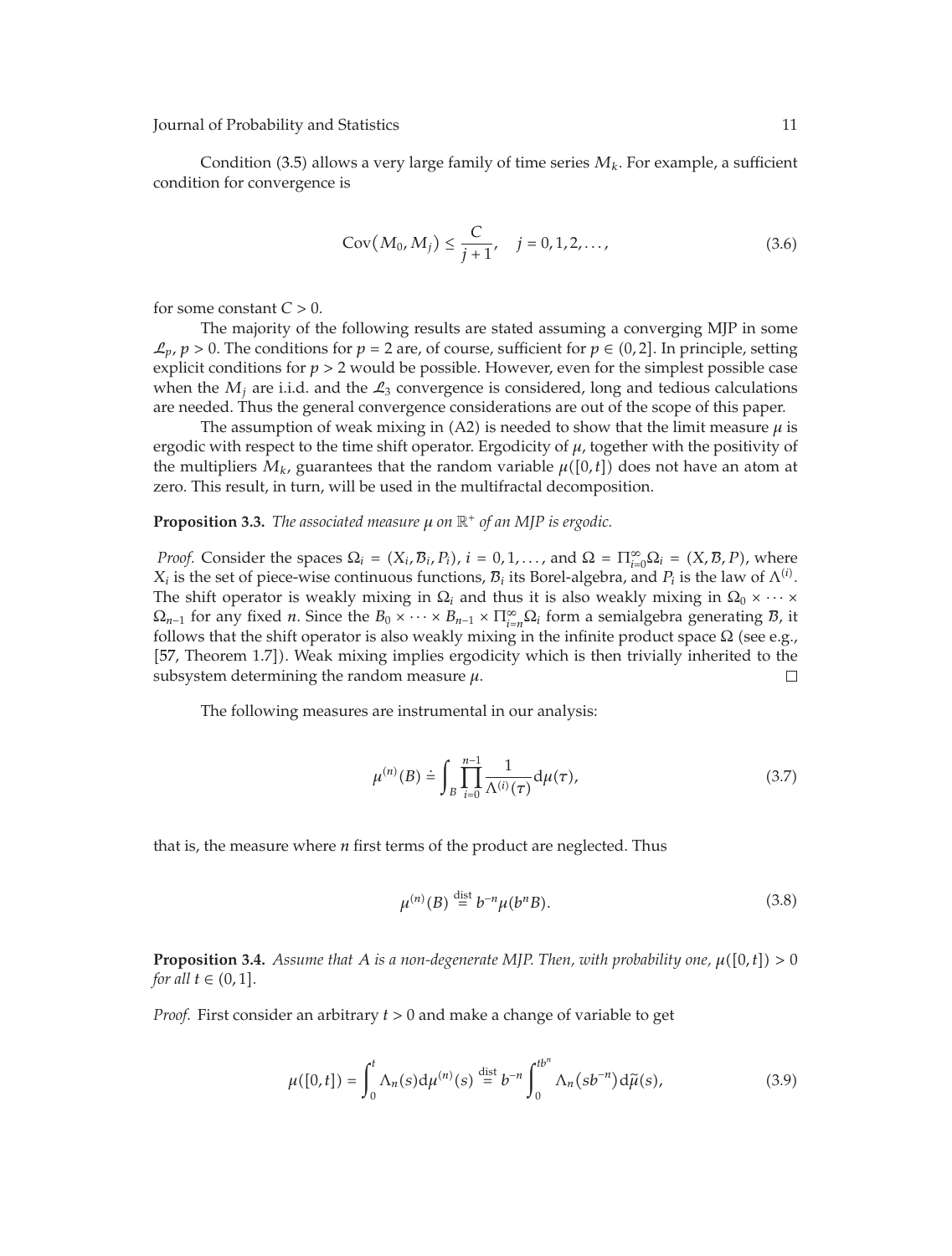Condition (3.5) allows a very large family of time series $M_k$. For example, a sufficient condition for convergence is

$$\operatorname{Cov}(M_0, M_j) \leq \frac{C}{j+1}, \quad j = 0, 1, 2, \ldots, \tag{3.6}$$

for some constant $C > 0$.

The majority of the following results are stated assuming a converging MJP in some $\mathcal{L}_p$, $p > 0$. The conditions for $p = 2$ are, of course, sufficient for $p \in (0, 2]$. In principle, setting explicit conditions for $p > 2$ would be possible. However, even for the simplest possible case when the $M_j$ are i.i.d. and the $\mathcal{L}_3$ convergence is considered, long and tedious calculations are needed. Thus the general convergence considerations are out of the scope of this paper.

The assumption of weak mixing in (A2) is needed to show that the limit measure $\mu$ is ergodic with respect to the time shift operator. Ergodicity of $\mu$, together with the positivity of the multipliers $M_k$, guarantees that the random variable $\mu([0, t])$ does not have an atom at zero. This result, in turn, will be used in the multifractal decomposition.

**Proposition 3.3.** *The associated measure $\mu$ on $\mathbb{R}^+$ of an MJP is ergodic.*

*Proof.* Consider the spaces $\Omega_i = (X_i, \mathcal{B}_i, P_i)$, $i = 0, 1, \ldots$, and $\Omega = \Pi_{i=0}^{\infty}\Omega_i = (X, \mathcal{B}, P)$, where $X_i$ is the set of piece-wise continuous functions, $\mathcal{B}_i$ its Borel-algebra, and $P_i$ is the law of $\Lambda^{(i)}$. The shift operator is weakly mixing in $\Omega_i$ and thus it is also weakly mixing in $\Omega_0 \times \cdots \times \Omega_{n-1}$ for any fixed $n$. Since the $B_0 \times \cdots \times B_{n-1} \times \Pi_{i=n}^{\infty}\Omega_i$ form a semialgebra generating $\mathcal{B}$, it follows that the shift operator is also weakly mixing in the infinite product space $\Omega$ (see e.g., [57, Theorem 1.7]). Weak mixing implies ergodicity which is then trivially inherited to the subsystem determining the random measure $\mu$. $\square$

The following measures are instrumental in our analysis:

$$\mu^{(n)}(B) \doteq \int_B \prod_{i=0}^{n-1} \frac{1}{\Lambda^{(i)}(\tau)} \mathrm{d}\mu(\tau), \tag{3.7}$$

that is, the measure where $n$ first terms of the product are neglected. Thus

$$\mu^{(n)}(B) \stackrel{\text{dist}}{=} b^{-n}\mu(b^n B). \tag{3.8}$$

**Proposition 3.4.** *Assume that $A$ is a non-degenerate MJP. Then, with probability one, $\mu([0, t]) > 0$ for all $t \in (0, 1]$.*

*Proof.* First consider an arbitrary $t > 0$ and make a change of variable to get

$$\mu([0, t]) = \int_0^t \Lambda_n(s) \mathrm{d}\mu^{(n)}(s) \stackrel{\text{dist}}{=} b^{-n} \int_0^{tb^n} \Lambda_n(sb^{-n}) \mathrm{d}\tilde{\mu}(s), \tag{3.9}$$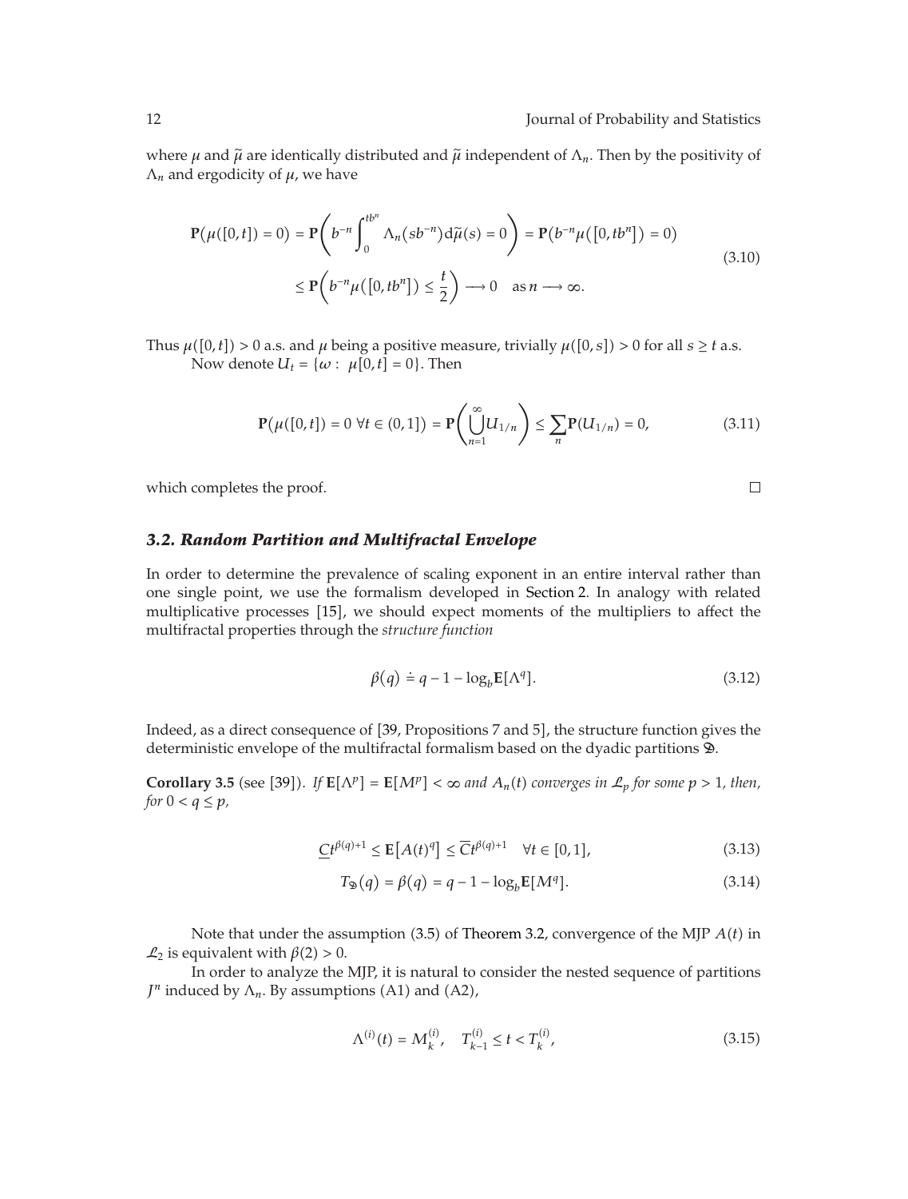where $\mu$ and $\tilde{\mu}$ are identically distributed and $\tilde{\mu}$ independent of $\Lambda_n$. Then by the positivity of $\Lambda_n$ and ergodicity of $\mu$, we have

$$\mathbf{P}(\mu([0,t]) = 0) = \mathbf{P}\left(b^{-n}\int_0^{tb^n} \Lambda_n(sb^{-n})\mathrm{d}\tilde{\mu}(s) = 0\right) = \mathbf{P}(b^{-n}\mu([0,tb^n]) = 0)$$
$$\le \mathbf{P}\left(b^{-n}\mu([0,tb^n]) \le \frac{t}{2}\right) \longrightarrow 0 \quad \text{as } n \longrightarrow \infty. \tag{3.10}$$

Thus $\mu([0,t]) > 0$ a.s. and $\mu$ being a positive measure, trivially $\mu([0,s]) > 0$ for all $s \ge t$ a.s.

Now denote $U_t = \{\omega : \ \mu[0,t] = 0\}$. Then

$$\mathbf{P}(\mu([0,t]) = 0 \ \forall t \in (0,1]) = \mathbf{P}\left(\bigcup_{n=1}^{\infty} U_{1/n}\right) \le \sum_n \mathbf{P}(U_{1/n}) = 0, \tag{3.11}$$

which completes the proof. □

### *3.2. Random Partition and Multifractal Envelope*

In order to determine the prevalence of scaling exponent in an entire interval rather than one single point, we use the formalism developed in Section 2. In analogy with related multiplicative processes [15], we should expect moments of the multipliers to affect the multifractal properties through the *structure function*

$$\beta(q) \doteq q - 1 - \log_b \mathbf{E}[\Lambda^q]. \tag{3.12}$$

Indeed, as a direct consequence of [39, Propositions 7 and 5], the structure function gives the deterministic envelope of the multifractal formalism based on the dyadic partitions $\mathfrak{D}$.

**Corollary 3.5** (see [39]). *If $\mathbf{E}[\Lambda^p] = \mathbf{E}[M^p] < \infty$ and $A_n(t)$ converges in $\mathcal{L}_p$ for some $p > 1$, then, for $0 < q \le p$,*

$$\underline{C}t^{\beta(q)+1} \le \mathbf{E}[A(t)^q] \le \overline{C}t^{\beta(q)+1} \quad \forall t \in [0,1], \tag{3.13}$$

$$T_{\mathfrak{D}}(q) = \beta(q) = q - 1 - \log_b \mathbf{E}[M^q]. \tag{3.14}$$

Note that under the assumption (3.5) of Theorem 3.2, convergence of the MJP $A(t)$ in $\mathcal{L}_2$ is equivalent with $\beta(2) > 0$.

In order to analyze the MJP, it is natural to consider the nested sequence of partitions $J^n$ induced by $\Lambda_n$. By assumptions (A1) and (A2),

$$\Lambda^{(i)}(t) = M_k^{(i)}, \quad T_{k-1}^{(i)} \le t < T_k^{(i)}, \tag{3.15}$$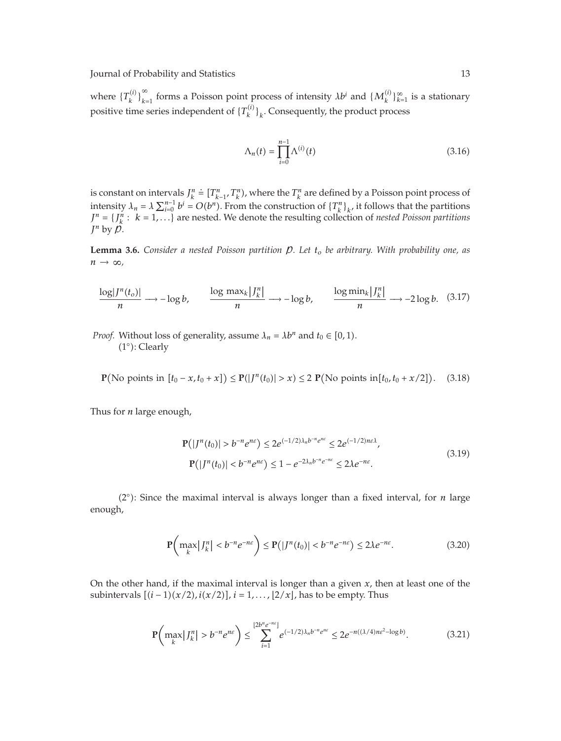where $\{T_k^{(i)}\}_{k=1}^{\infty}$ forms a Poisson point process of intensity $\lambda b^i$ and $\{M_k^{(i)}\}_{k=1}^{\infty}$ is a stationary positive time series independent of $\{T_k^{(i)}\}_k$. Consequently, the product process

$$\Lambda_n(t) = \prod_{i=0}^{n-1} \Lambda^{(i)}(t) \tag{3.16}$$

is constant on intervals $J_k^n \doteq [T_{k-1}^n, T_k^n)$, where the $T_k^n$ are defined by a Poisson point process of intensity $\lambda_n = \lambda \sum_{i=0}^{n-1} b^i = O(b^n)$. From the construction of $\{T_k^n\}_k$, it follows that the partitions $J^n = \{J_k^n : k = 1, \ldots\}$ are nested. We denote the resulting collection of *nested Poisson partitions* $J^n$ by $\mathcal{P}$.

**Lemma 3.6.** *Consider a nested Poisson partition $\mathcal{P}$. Let $t_o$ be arbitrary. With probability one, as $n \to \infty$,*

$$\frac{\log|J^n(t_o)|}{n} \longrightarrow -\log b, \qquad \frac{\log \max_k |J_k^n|}{n} \longrightarrow -\log b, \qquad \frac{\log \min_k |J_k^n|}{n} \longrightarrow -2\log b. \tag{3.17}$$

*Proof.* Without loss of generality, assume $\lambda_n = \lambda b^n$ and $t_0 \in [0,1)$.

(1°): Clearly

$$\mathbf{P}(\text{No points in } [t_0 - x, t_0 + x]) \le \mathbf{P}(|J^n(t_0)| > x) \le 2\ \mathbf{P}(\text{No points in} [t_0, t_0 + x/2]). \tag{3.18}$$

Thus for $n$ large enough,

$$\begin{aligned} \mathbf{P}\left(|J^n(t_0)| > b^{-n}e^{n\varepsilon}\right) &\le 2e^{(-1/2)\lambda_n b^{-n} e^{n\varepsilon}} \le 2e^{(-1/2)n\varepsilon\lambda}, \\ \mathbf{P}\left(|J^n(t_0)| < b^{-n}e^{n\varepsilon}\right) &\le 1 - e^{-2\lambda_n b^{-n} e^{-n\varepsilon}} \le 2\lambda e^{-n\varepsilon}. \end{aligned} \tag{3.19}$$

(2°): Since the maximal interval is always longer than a fixed interval, for $n$ large enough,

$$\mathbf{P}\left(\max_k |J_k^n| < b^{-n}e^{-n\varepsilon}\right) \le \mathbf{P}\left(|J^n(t_0)| < b^{-n}e^{-n\varepsilon}\right) \le 2\lambda e^{-n\varepsilon}. \tag{3.20}$$

On the other hand, if the maximal interval is longer than a given $x$, then at least one of the subintervals $[(i-1)(x/2), i(x/2)]$, $i = 1, \ldots, \lfloor 2/x \rfloor$, has to be empty. Thus

$$\mathbf{P}\left(\max_k |J_k^n| > b^{-n}e^{n\varepsilon}\right) \le \sum_{i=1}^{\lfloor 2b^n e^{-n\varepsilon} \rfloor} e^{(-1/2)\lambda_n b^{-n} e^{n\varepsilon}} \le 2e^{-n((\lambda/4)n\varepsilon^2 - \log b)}. \tag{3.21}$$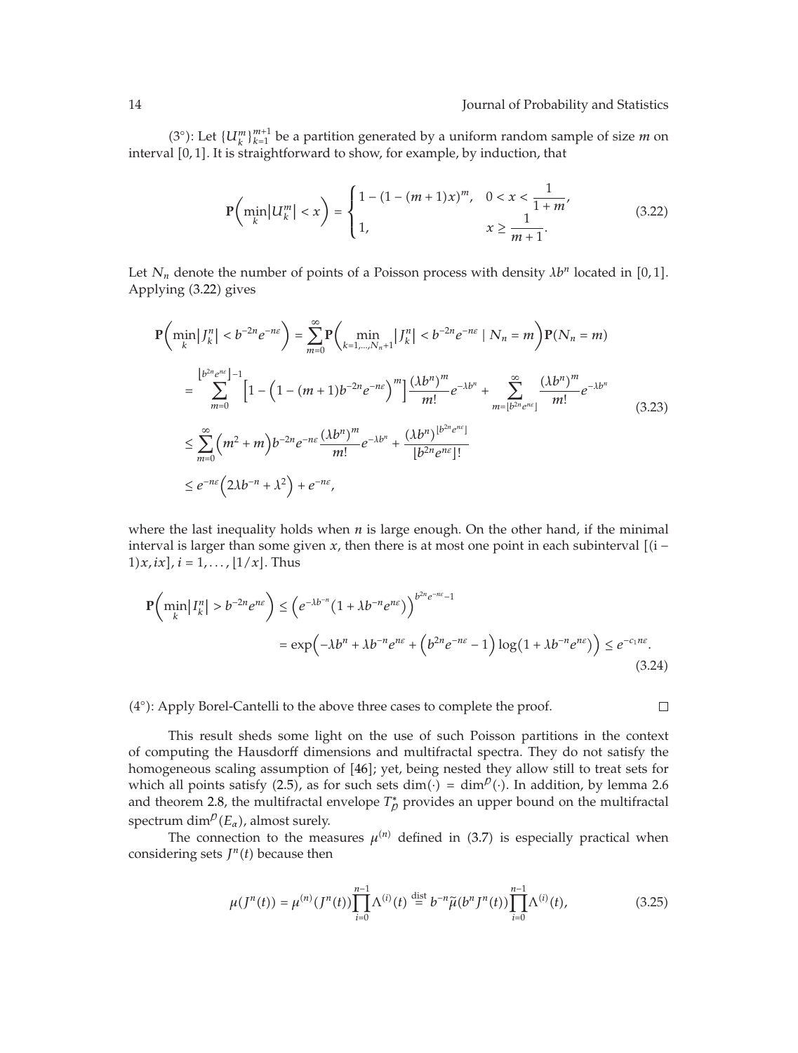(3°): Let $\{U_k^m\}_{k=1}^{m+1}$ be a partition generated by a uniform random sample of size $m$ on interval $[0,1]$. It is straightforward to show, for example, by induction, that

$$\mathbf{P}\left(\min_k |U_k^m| < x\right) = \begin{cases} 1-(1-(m+1)x)^m, & 0 < x < \dfrac{1}{1+m}, \\ 1, & x \geq \dfrac{1}{m+1}. \end{cases} \tag{3.22}$$

Let $N_n$ denote the number of points of a Poisson process with density $\lambda b^n$ located in $[0,1]$. Applying (3.22) gives

$$\begin{aligned}
\mathbf{P}\left(\min_k |J_k^n| < b^{-2n}e^{-n\varepsilon}\right) &= \sum_{m=0}^{\infty} \mathbf{P}\left(\min_{k=1,\dots,N_n+1} |J_k^n| < b^{-2n}e^{-n\varepsilon} \mid N_n = m\right)\mathbf{P}(N_n = m) \\
&= \sum_{m=0}^{\lfloor b^{2n}e^{n\varepsilon}\rfloor - 1} \left[1-\left(1-(m+1)b^{-2n}e^{-n\varepsilon}\right)^m\right]\frac{(\lambda b^n)^m}{m!}e^{-\lambda b^n} + \sum_{m=\lfloor b^{2n}e^{n\varepsilon}\rfloor}^{\infty} \frac{(\lambda b^n)^m}{m!}e^{-\lambda b^n} \\
&\leq \sum_{m=0}^{\infty}\left(m^2+m\right)b^{-2n}e^{-n\varepsilon}\frac{(\lambda b^n)^m}{m!}e^{-\lambda b^n} + \frac{(\lambda b^n)^{\lfloor b^{2n}e^{n\varepsilon}\rfloor}}{\lfloor b^{2n}e^{n\varepsilon}\rfloor !} \\
&\leq e^{-n\varepsilon}\left(2\lambda b^{-n} + \lambda^2\right) + e^{-n\varepsilon},
\end{aligned} \tag{3.23}$$

where the last inequality holds when $n$ is large enough. On the other hand, if the minimal interval is larger than some given $x$, then there is at most one point in each subinterval $[(i-1)x, ix]$, $i = 1, \dots, \lfloor 1/x \rfloor$. Thus

$$\begin{aligned}
\mathbf{P}\left(\min_k |I_k^n| > b^{-2n}e^{n\varepsilon}\right) &\leq \left(e^{-\lambda b^{-n}}\left(1+\lambda b^{-n}e^{n\varepsilon}\right)\right)^{b^{2n}e^{-n\varepsilon}-1} \\
&= \exp\left(-\lambda b^n + \lambda b^{-n}e^{n\varepsilon} + \left(b^{2n}e^{-n\varepsilon}-1\right)\log\left(1+\lambda b^{-n}e^{n\varepsilon}\right)\right) \leq e^{-c_1 n\varepsilon}.
\end{aligned} \tag{3.24}$$

(4°): Apply Borel-Cantelli to the above three cases to complete the proof. □

This result sheds some light on the use of such Poisson partitions in the context of computing the Hausdorff dimensions and multifractal spectra. They do not satisfy the homogeneous scaling assumption of [46]; yet, being nested they allow still to treat sets for which all points satisfy (2.5), as for such sets $\dim(\cdot) = \dim^{\mathcal{P}}(\cdot)$. In addition, by lemma 2.6 and theorem 2.8, the multifractal envelope $T_{\mathcal{P}}^*$ provides an upper bound on the multifractal spectrum $\dim^{\mathcal{P}}(E_\alpha)$, almost surely.

The connection to the measures $\mu^{(n)}$ defined in (3.7) is especially practical when considering sets $J^n(t)$ because then

$$\mu(J^n(t)) = \mu^{(n)}(J^n(t))\prod_{i=0}^{n-1}\Lambda^{(i)}(t) \stackrel{\text{dist}}{=} b^{-n}\widetilde{\mu}(b^n J^n(t))\prod_{i=0}^{n-1}\Lambda^{(i)}(t), \tag{3.25}$$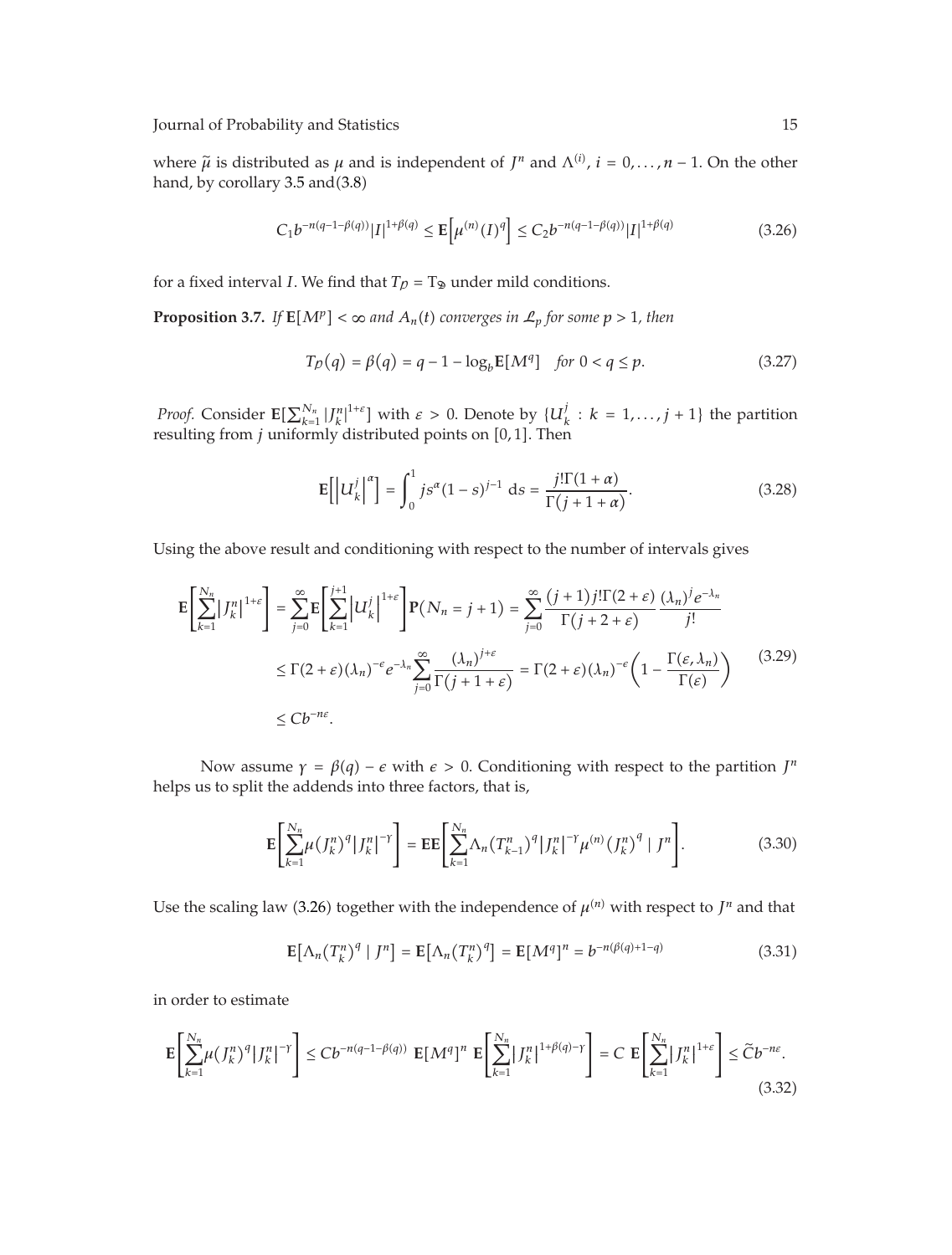where $\tilde{\mu}$ is distributed as $\mu$ and is independent of $J^n$ and $\Lambda^{(i)}$, $i = 0, \ldots, n-1$. On the other hand, by corollary 3.5 and(3.8)

$$C_1 b^{-n(q-1-\beta(q))} |I|^{1+\beta(q)} \leq \mathbf{E}\left[\mu^{(n)}(I)^q\right] \leq C_2 b^{-n(q-1-\beta(q))} |I|^{1+\beta(q)} \tag{3.26}$$

for a fixed interval $I$. We find that $T_{\mathcal{P}} = T_{\mathfrak{D}}$ under mild conditions.

**Proposition 3.7.** *If* $\mathbf{E}[M^p] < \infty$ *and* $A_n(t)$ *converges in* $\mathcal{L}_p$ *for some* $p > 1$*, then*

$$T_{\mathcal{P}}(q) = \beta(q) = q - 1 - \log_b \mathbf{E}[M^q] \quad \text{for } 0 < q \leq p. \tag{3.27}$$

*Proof.* Consider $\mathbf{E}[\sum_{k=1}^{N_n} |J_k^n|^{1+\varepsilon}]$ with $\varepsilon > 0$. Denote by $\{U_k^j : k = 1, \ldots, j+1\}$ the partition resulting from $j$ uniformly distributed points on $[0,1]$. Then

$$\mathbf{E}\left[\left|U_k^j\right|^{\alpha}\right] = \int_0^1 j s^{\alpha}(1-s)^{j-1} \, \mathrm{d}s = \frac{j!\Gamma(1+\alpha)}{\Gamma(j+1+\alpha)}. \tag{3.28}$$

Using the above result and conditioning with respect to the number of intervals gives

$$\begin{aligned}
\mathbf{E}\left[\sum_{k=1}^{N_n} \left|J_k^n\right|^{1+\varepsilon}\right] &= \sum_{j=0}^{\infty} \mathbf{E}\left[\sum_{k=1}^{j+1} \left|U_k^j\right|^{1+\varepsilon}\right] \mathbf{P}(N_n = j+1) = \sum_{j=0}^{\infty} \frac{(j+1)j!\Gamma(2+\varepsilon)}{\Gamma(j+2+\varepsilon)} \frac{(\lambda_n)^j e^{-\lambda_n}}{j!} \\
&\leq \Gamma(2+\varepsilon)(\lambda_n)^{-\varepsilon} e^{-\lambda_n} \sum_{j=0}^{\infty} \frac{(\lambda_n)^{j+\varepsilon}}{\Gamma(j+1+\varepsilon)} = \Gamma(2+\varepsilon)(\lambda_n)^{-\varepsilon}\left(1 - \frac{\Gamma(\varepsilon, \lambda_n)}{\Gamma(\varepsilon)}\right) \\
&\leq C b^{-n\varepsilon}.
\end{aligned} \tag{3.29}$$

Now assume $\gamma = \beta(q) - \epsilon$ with $\epsilon > 0$. Conditioning with respect to the partition $J^n$ helps us to split the addends into three factors, that is,

$$\mathbf{E}\left[\sum_{k=1}^{N_n} \mu\left(J_k^n\right)^q \left|J_k^n\right|^{-\gamma}\right] = \mathbf{E}\mathbf{E}\left[\sum_{k=1}^{N_n} \Lambda_n\left(T_{k-1}^n\right)^q \left|J_k^n\right|^{-\gamma} \mu^{(n)}\left(J_k^n\right)^q \mid J^n\right]. \tag{3.30}$$

Use the scaling law (3.26) together with the independence of $\mu^{(n)}$ with respect to $J^n$ and that

$$\mathbf{E}\left[\Lambda_n\left(T_k^n\right)^q \mid J^n\right] = \mathbf{E}\left[\Lambda_n\left(T_k^n\right)^q\right] = \mathbf{E}[M^q]^n = b^{-n(\beta(q)+1-q)} \tag{3.31}$$

in order to estimate

$$\mathbf{E}\left[\sum_{k=1}^{N_n} \mu\left(J_k^n\right)^q \left|J_k^n\right|^{-\gamma}\right] \leq C b^{-n(q-1-\beta(q))} \, \mathbf{E}[M^q]^n \, \mathbf{E}\left[\sum_{k=1}^{N_n} \left|J_k^n\right|^{1+\beta(q)-\gamma}\right] = C \, \mathbf{E}\left[\sum_{k=1}^{N_n} \left|J_k^n\right|^{1+\epsilon}\right] \leq \widetilde{C} b^{-n\epsilon}. \tag{3.32}$$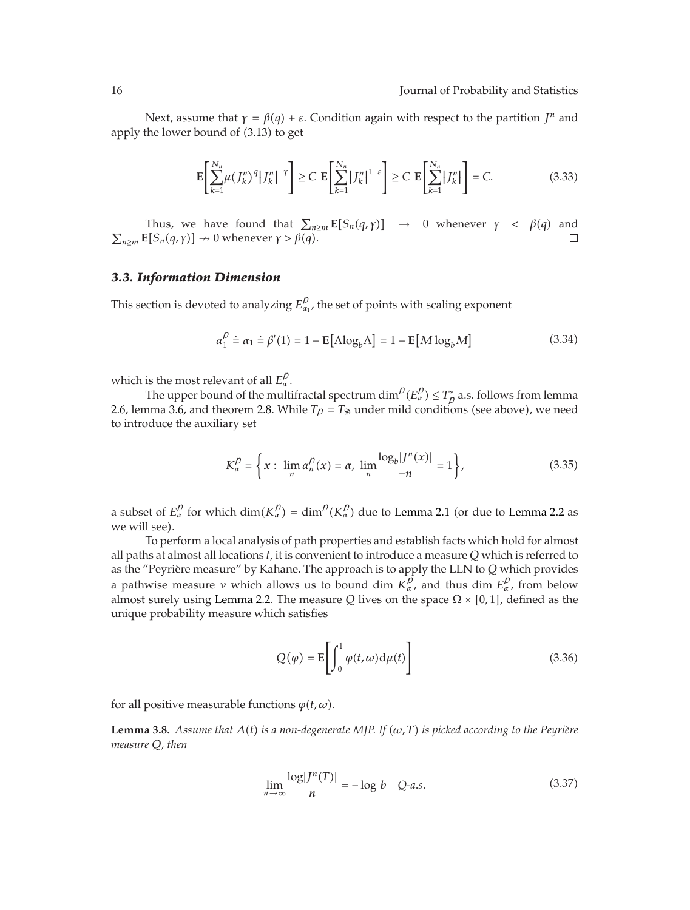Next, assume that $\gamma = \beta(q) + \varepsilon$. Condition again with respect to the partition $J^n$ and apply the lower bound of (3.13) to get

$$\mathbf{E}\left[\sum_{k=1}^{N_n} \mu(J_k^n)^q |J_k^n|^{-\gamma}\right] \geq C\ \mathbf{E}\left[\sum_{k=1}^{N_n} |J_k^n|^{1-\varepsilon}\right] \geq C\ \mathbf{E}\left[\sum_{k=1}^{N_n} |J_k^n|\right] = C. \tag{3.33}$$

Thus, we have found that $\sum_{n \geq m} \mathbf{E}[S_n(q,\gamma)] \to 0$ whenever $\gamma < \beta(q)$ and $\sum_{n\geq m} \mathbf{E}[S_n(q,\gamma)] \nrightarrow 0$ whenever $\gamma > \beta(q)$. □

### *3.3. Information Dimension*

This section is devoted to analyzing $E_{\alpha_1}^{\mathcal{P}}$, the set of points with scaling exponent

$$\alpha_1^{\mathcal{P}} \doteq \alpha_1 \doteq \beta'(1) = 1 - \mathbf{E}[\Lambda \log_b \Lambda] = 1 - \mathbf{E}[M \log_b M] \tag{3.34}$$

which is the most relevant of all $E_\alpha^{\mathcal{P}}$.

The upper bound of the multifractal spectrum $\dim^{\mathcal{P}}(E_\alpha^{\mathcal{P}}) \leq T_{\mathcal{P}}^*$ a.s. follows from lemma 2.6, lemma 3.6, and theorem 2.8. While $T_{\mathcal{P}} = T_{\mathfrak{D}}$ under mild conditions (see above), we need to introduce the auxiliary set

$$K_\alpha^{\mathcal{P}} = \left\{ x : \lim_n \alpha_n^{\mathcal{P}}(x) = \alpha,\ \lim_n \frac{\log_b |J^n(x)|}{-n} = 1 \right\}, \tag{3.35}$$

a subset of $E_\alpha^{\mathcal{P}}$ for which $\dim(K_\alpha^{\mathcal{P}}) = \dim^{\mathcal{P}}(K_\alpha^{\mathcal{P}})$ due to Lemma 2.1 (or due to Lemma 2.2 as we will see).

To perform a local analysis of path properties and establish facts which hold for almost all paths at almost all locations $t$, it is convenient to introduce a measure $Q$ which is referred to as the "Peyrière measure" by Kahane. The approach is to apply the LLN to $Q$ which provides a pathwise measure $\nu$ which allows us to bound dim $K_\alpha^{\mathcal{P}}$, and thus dim $E_\alpha^{\mathcal{P}}$, from below almost surely using Lemma 2.2. The measure $Q$ lives on the space $\Omega \times [0,1]$, defined as the unique probability measure which satisfies

$$Q(\varphi) = \mathbf{E}\left[\int_0^1 \varphi(t,\omega) \mathrm{d}\mu(t)\right] \tag{3.36}$$

for all positive measurable functions $\varphi(t,\omega)$.

**Lemma 3.8.** *Assume that $A(t)$ is a non-degenerate MJP. If $(\omega, T)$ is picked according to the Peyrière measure $Q$, then*

$$\lim_{n\to\infty} \frac{\log|J^n(T)|}{n} = -\log b \quad Q\text{-a.s.} \tag{3.37}$$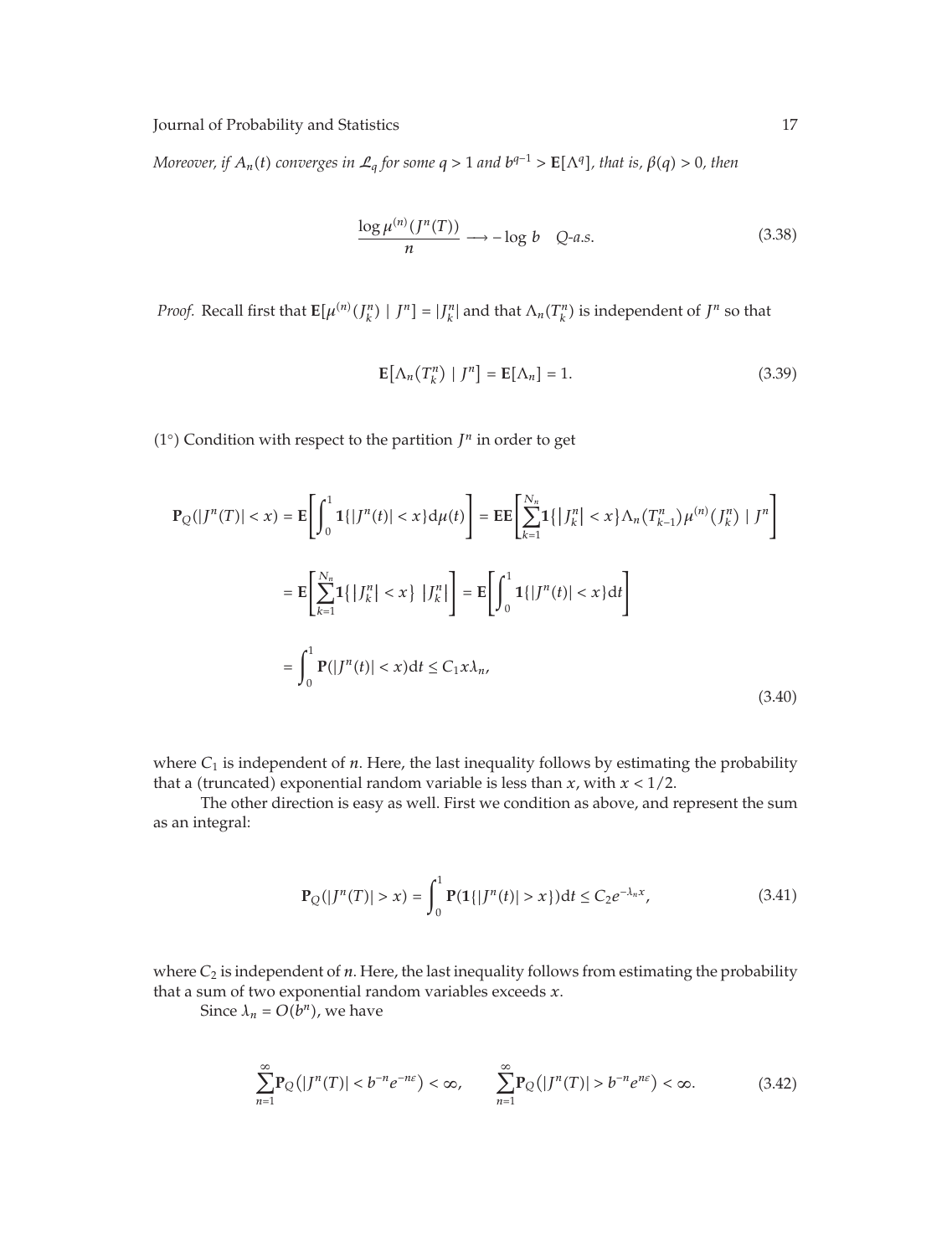*Moreover, if $A_n(t)$ converges in $\mathcal{L}_q$ for some $q > 1$ and $b^{q-1} > \mathbf{E}[\Lambda^q]$, that is, $\beta(q) > 0$, then*

$$\frac{\log \mu^{(n)}(J^n(T))}{n} \longrightarrow -\log b \quad Q\text{-a.s.} \tag{3.38}$$

*Proof.* Recall first that $\mathbf{E}[\mu^{(n)}(J_k^n) \mid J^n] = |J_k^n|$ and that $\Lambda_n(T_k^n)$ is independent of $J^n$ so that

$$\mathbf{E}\left[\Lambda_n\left(T_k^n\right) \mid J^n\right] = \mathbf{E}[\Lambda_n] = 1. \tag{3.39}$$

(1°) Condition with respect to the partition $J^n$ in order to get

$$\begin{aligned}
\mathbf{P}_Q(|J^n(T)| < x) &= \mathbf{E}\left[\int_0^1 \mathbf{1}\{|J^n(t)| < x\} d\mu(t)\right] = \mathbf{E}\mathbf{E}\left[\sum_{k=1}^{N_n} \mathbf{1}\{\left|J_k^n\right| < x\} \Lambda_n\left(T_{k-1}^n\right) \mu^{(n)}\left(J_k^n\right) \mid J^n\right] \\
&= \mathbf{E}\left[\sum_{k=1}^{N_n} \mathbf{1}\{\left|J_k^n\right| < x\} \left|J_k^n\right|\right] = \mathbf{E}\left[\int_0^1 \mathbf{1}\{|J^n(t)| < x\} dt\right] \\
&= \int_0^1 \mathbf{P}(|J^n(t)| < x) dt \leq C_1 x \lambda_n,
\end{aligned} \tag{3.40}$$

where $C_1$ is independent of $n$. Here, the last inequality follows by estimating the probability that a (truncated) exponential random variable is less than $x$, with $x < 1/2$.

The other direction is easy as well. First we condition as above, and represent the sum as an integral:

$$\mathbf{P}_Q(|J^n(T)| > x) = \int_0^1 \mathbf{P}(\mathbf{1}\{|J^n(t)| > x\}) dt \leq C_2 e^{-\lambda_n x}, \tag{3.41}$$

where $C_2$ is independent of $n$. Here, the last inequality follows from estimating the probability that a sum of two exponential random variables exceeds $x$.

Since $\lambda_n = O(b^n)$, we have

$$\sum_{n=1}^{\infty} \mathbf{P}_Q\left(|J^n(T)| < b^{-n} e^{-n\varepsilon}\right) < \infty, \qquad \sum_{n=1}^{\infty} \mathbf{P}_Q\left(|J^n(T)| > b^{-n} e^{n\varepsilon}\right) < \infty. \tag{3.42}$$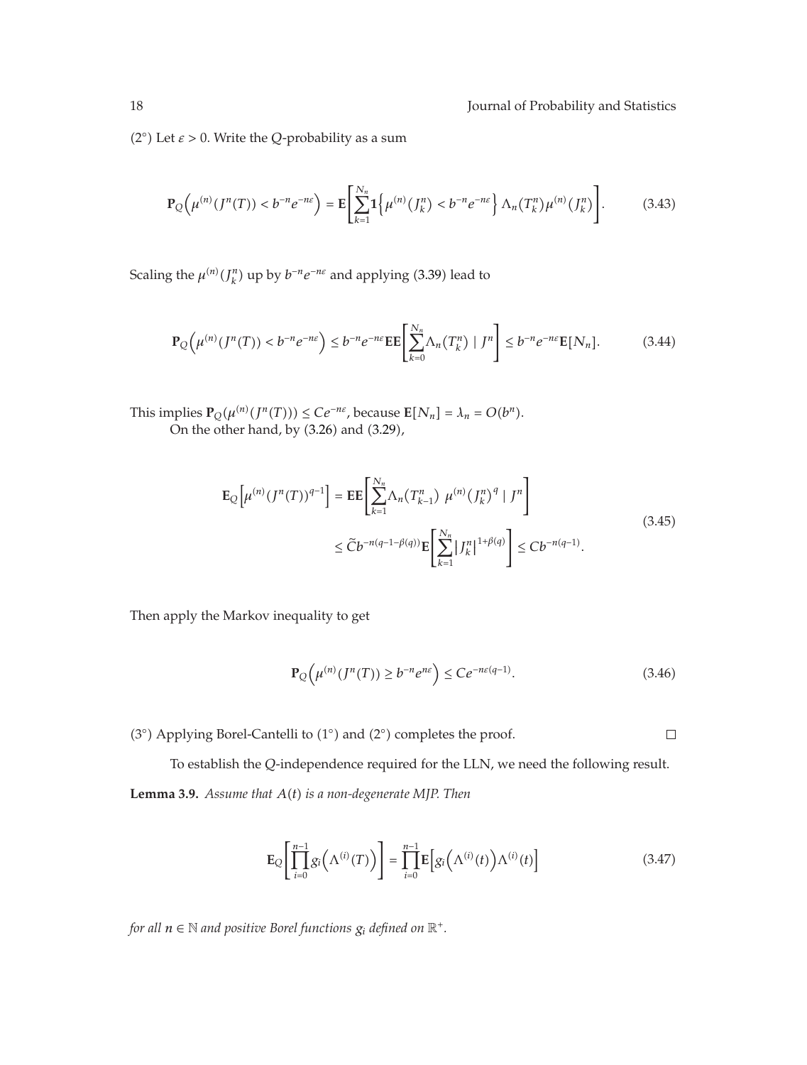($2^\circ$) Let $\varepsilon > 0$. Write the $Q$-probability as a sum

$$\mathbf{P}_Q\left(\mu^{(n)}(J^n(T)) < b^{-n}e^{-n\varepsilon}\right) = \mathbf{E}\left[\sum_{k=1}^{N_n} \mathbf{1}\left\{\mu^{(n)}(J_k^n) < b^{-n}e^{-n\varepsilon}\right\} \Lambda_n(T_k^n)\mu^{(n)}(J_k^n)\right]. \tag{3.43}$$

Scaling the $\mu^{(n)}(J_k^n)$ up by $b^{-n}e^{-n\varepsilon}$ and applying (3.39) lead to

$$\mathbf{P}_Q\left(\mu^{(n)}(J^n(T)) < b^{-n}e^{-n\varepsilon}\right) \leq b^{-n}e^{-n\varepsilon}\mathbf{E}\mathbf{E}\left[\sum_{k=0}^{N_n} \Lambda_n(T_k^n) \mid J^n\right] \leq b^{-n}e^{-n\varepsilon}\mathbf{E}[N_n]. \tag{3.44}$$

This implies $\mathbf{P}_Q(\mu^{(n)}(J^n(T))) \leq Ce^{-n\varepsilon}$, because $\mathbf{E}[N_n] = \lambda_n = O(b^n)$.

On the other hand, by (3.26) and (3.29),

$$\begin{aligned}
\mathbf{E}_Q\left[\mu^{(n)}(J^n(T))^{q-1}\right] &= \mathbf{E}\mathbf{E}\left[\sum_{k=1}^{N_n} \Lambda_n(T_{k-1}^n)\ \mu^{(n)}(J_k^n)^q \mid J^n\right] \\
&\leq \widetilde{C}b^{-n(q-1-\beta(q))}\mathbf{E}\left[\sum_{k=1}^{N_n} |J_k^n|^{1+\beta(q)}\right] \leq Cb^{-n(q-1)}.
\end{aligned} \tag{3.45}$$

Then apply the Markov inequality to get

$$\mathbf{P}_Q\left(\mu^{(n)}(J^n(T)) \geq b^{-n}e^{n\varepsilon}\right) \leq Ce^{-n\varepsilon(q-1)}. \tag{3.46}$$

($3^\circ$) Applying Borel-Cantelli to ($1^\circ$) and ($2^\circ$) completes the proof. □

To establish the $Q$-independence required for the LLN, we need the following result.

**Lemma 3.9.** *Assume that $A(t)$ is a non-degenerate MJP. Then*

$$\mathbf{E}_Q\left[\prod_{i=0}^{n-1} g_i\left(\Lambda^{(i)}(T)\right)\right] = \prod_{i=0}^{n-1} \mathbf{E}\left[g_i\left(\Lambda^{(i)}(t)\right)\Lambda^{(i)}(t)\right] \tag{3.47}$$

*for all $n \in \mathbb{N}$ and positive Borel functions $g_i$ defined on $\mathbb{R}^+$.*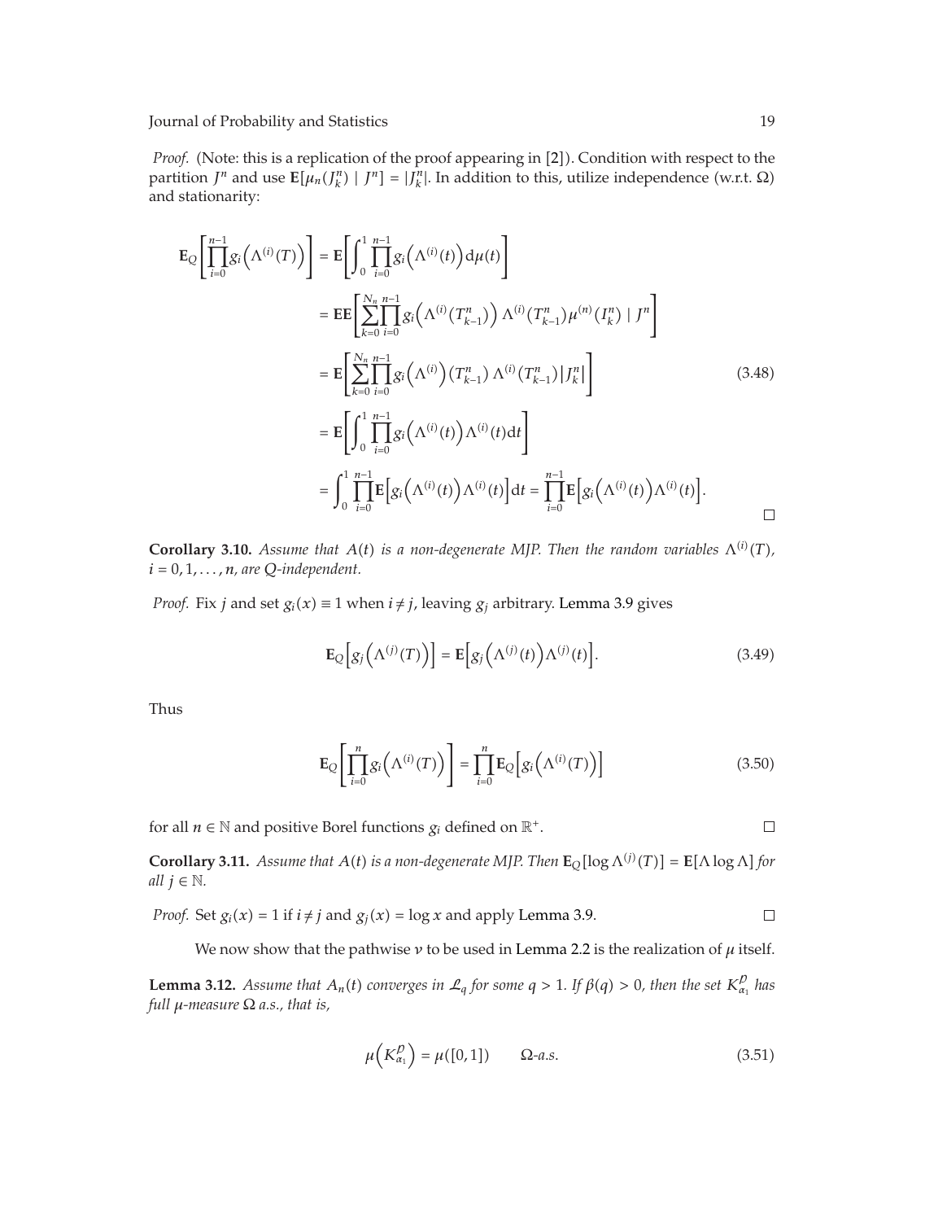*Proof.* (Note: this is a replication of the proof appearing in [2]). Condition with respect to the partition $J^n$ and use $\mathbf{E}[\mu_n(J_k^n) \mid J^n] = |J_k^n|$. In addition to this, utilize independence (w.r.t. $\Omega$) and stationarity:

$$
\begin{aligned}
\mathbf{E}_Q\left[\prod_{i=0}^{n-1} g_i\left(\Lambda^{(i)}(T)\right)\right] &= \mathbf{E}\left[\int_0^1 \prod_{i=0}^{n-1} g_i\left(\Lambda^{(i)}(t)\right) \mathrm{d}\mu(t)\right] \\
&= \mathbf{E}\mathbf{E}\left[\sum_{k=0}^{N_n} \prod_{i=0}^{n-1} g_i\left(\Lambda^{(i)}(T_{k-1}^n)\right) \Lambda^{(i)}(T_{k-1}^n) \mu^{(n)}(I_k^n) \mid J^n\right] \\
&= \mathbf{E}\left[\sum_{k=0}^{N_n} \prod_{i=0}^{n-1} g_i\left(\Lambda^{(i)}\right)(T_{k-1}^n)\, \Lambda^{(i)}(T_{k-1}^n) \left|J_k^n\right|\right] \\
&= \mathbf{E}\left[\int_0^1 \prod_{i=0}^{n-1} g_i\left(\Lambda^{(i)}(t)\right) \Lambda^{(i)}(t) \mathrm{d}t\right] \\
&= \int_0^1 \prod_{i=0}^{n-1} \mathbf{E}\left[g_i\left(\Lambda^{(i)}(t)\right) \Lambda^{(i)}(t)\right] \mathrm{d}t = \prod_{i=0}^{n-1} \mathbf{E}\left[g_i\left(\Lambda^{(i)}(t)\right) \Lambda^{(i)}(t)\right].
\end{aligned}
\tag{3.48}
$$

□

**Corollary 3.10.** *Assume that $A(t)$ is a non-degenerate MJP. Then the random variables $\Lambda^{(i)}(T)$, $i = 0, 1, \ldots, n$, are $Q$-independent.*

*Proof.* Fix $j$ and set $g_i(x) \equiv 1$ when $i \neq j$, leaving $g_j$ arbitrary. Lemma 3.9 gives

$$
\mathbf{E}_Q\left[g_j\left(\Lambda^{(j)}(T)\right)\right] = \mathbf{E}\left[g_j\left(\Lambda^{(j)}(t)\right) \Lambda^{(j)}(t)\right]. \tag{3.49}
$$

Thus

$$
\mathbf{E}_Q\left[\prod_{i=0}^{n} g_i\left(\Lambda^{(i)}(T)\right)\right] = \prod_{i=0}^{n} \mathbf{E}_Q\left[g_i\left(\Lambda^{(i)}(T)\right)\right] \tag{3.50}
$$

for all $n \in \mathbb{N}$ and positive Borel functions $g_i$ defined on $\mathbb{R}^+$. □

**Corollary 3.11.** *Assume that $A(t)$ is a non-degenerate MJP. Then $\mathbf{E}_Q[\log \Lambda^{(j)}(T)] = \mathbf{E}[\Lambda \log \Lambda]$ for all $j \in \mathbb{N}$.*

*Proof.* Set $g_i(x) = 1$ if $i \neq j$ and $g_j(x) = \log x$ and apply Lemma 3.9. □

We now show that the pathwise $\nu$ to be used in Lemma 2.2 is the realization of $\mu$ itself.

**Lemma 3.12.** *Assume that $A_n(t)$ converges in $\mathcal{L}_q$ for some $q > 1$. If $\beta(q) > 0$, then the set $K_{\alpha_1}^{\mathcal{P}}$ has full $\mu$-measure $\Omega$ a.s., that is,*

$$
\mu\left(K_{\alpha_1}^{\mathcal{P}}\right) = \mu([0,1]) \qquad \Omega\text{-a.s.} \tag{3.51}
$$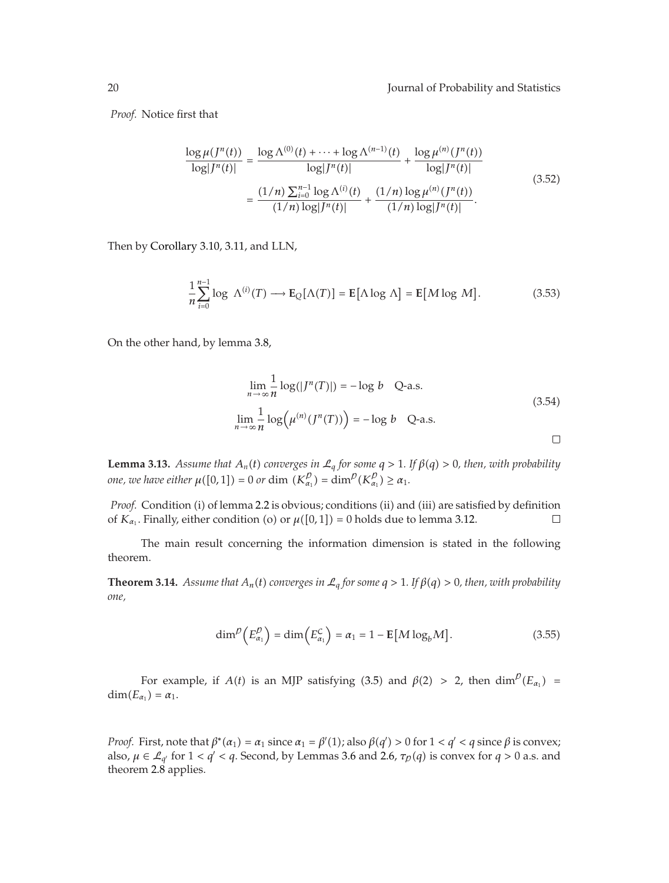*Proof.* Notice first that

$$\frac{\log \mu(J^n(t))}{\log|J^n(t)|} = \frac{\log \Lambda^{(0)}(t) + \cdots + \log \Lambda^{(n-1)}(t)}{\log|J^n(t)|} + \frac{\log \mu^{(n)}(J^n(t))}{\log|J^n(t)|}$$
$$= \frac{(1/n)\sum_{i=0}^{n-1} \log \Lambda^{(i)}(t)}{(1/n)\log|J^n(t)|} + \frac{(1/n)\log \mu^{(n)}(J^n(t))}{(1/n)\log|J^n(t)|}. \tag{3.52}$$

Then by Corollary 3.10, 3.11, and LLN,

$$\frac{1}{n}\sum_{i=0}^{n-1} \log \ \Lambda^{(i)}(T) \longrightarrow \mathbf{E}_Q[\Lambda(T)] = \mathbf{E}\left[\Lambda \log \ \Lambda\right] = \mathbf{E}\left[M \log \ M\right]. \tag{3.53}$$

On the other hand, by lemma 3.8,

$$\lim_{n\to\infty} \frac{1}{n} \log(|J^n(T)|) = -\log \ b \quad \text{Q-a.s.}$$
$$\lim_{n\to\infty} \frac{1}{n} \log\left(\mu^{(n)}(J^n(T))\right) = -\log \ b \quad \text{Q-a.s.} \tag{3.54}$$

□

**Lemma 3.13.** *Assume that $A_n(t)$ converges in $\mathcal{L}_q$ for some $q > 1$. If $\beta(q) > 0$, then, with probability one, we have either $\mu([0,1]) = 0$ or $\dim\ (K_{\alpha_1}^{\mathcal{P}}) = \dim^{\mathcal{P}}(K_{\alpha_1}^{\mathcal{P}}) \geq \alpha_1$.*

*Proof.* Condition (i) of lemma 2.2 is obvious; conditions (ii) and (iii) are satisfied by definition of $K_{\alpha_1}$. Finally, either condition (o) or $\mu([0,1]) = 0$ holds due to lemma 3.12. □

The main result concerning the information dimension is stated in the following theorem.

**Theorem 3.14.** *Assume that $A_n(t)$ converges in $\mathcal{L}_q$ for some $q > 1$. If $\beta(q) > 0$, then, with probability one,*

$$\dim^{\mathcal{P}}\left(E_{\alpha_1}^{\mathcal{P}}\right) = \dim\left(E_{\alpha_1}^{\mathcal{C}}\right) = \alpha_1 = 1 - \mathbf{E}\left[M \log_b M\right]. \tag{3.55}$$

For example, if $A(t)$ is an MJP satisfying (3.5) and $\beta(2) > 2$, then $\dim^{\mathcal{P}}(E_{\alpha_1}) = \dim(E_{\alpha_1}) = \alpha_1$.

*Proof.* First, note that $\beta^*(\alpha_1) = \alpha_1$ since $\alpha_1 = \beta'(1)$; also $\beta(q') > 0$ for $1 < q' < q$ since $\beta$ is convex; also, $\mu \in \mathcal{L}_{q'}$ for $1 < q' < q$. Second, by Lemmas 3.6 and 2.6, $\tau_{\mathcal{P}}(q)$ is convex for $q > 0$ a.s. and theorem 2.8 applies.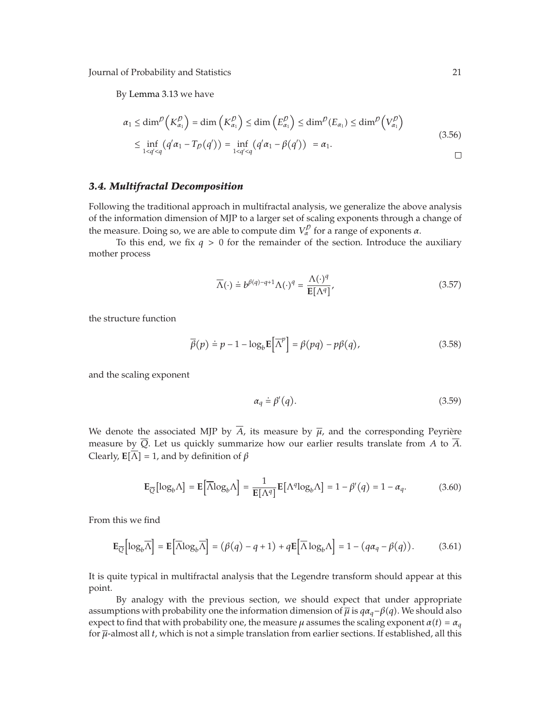By Lemma 3.13 we have

$$\alpha_1 \le \dim^{\mathcal{P}}\left(K_{\alpha_1}^{\mathcal{P}}\right) = \dim\left(K_{\alpha_1}^{\mathcal{P}}\right) \le \dim\left(E_{\alpha_1}^{\mathcal{P}}\right) \le \dim^{\mathcal{P}}(E_{\alpha_1}) \le \dim^{\mathcal{P}}\left(V_{\alpha_1}^{\mathcal{P}}\right)$$
$$\le \inf_{1<q'<q}\left(q'\alpha_1 - T_{\mathcal{P}}(q')\right) = \inf_{1<q'<q}\left(q'\alpha_1 - \beta(q')\right) = \alpha_1. \tag{3.56}$$

□

### *3.4. Multifractal Decomposition*

Following the traditional approach in multifractal analysis, we generalize the above analysis of the information dimension of MJP to a larger set of scaling exponents through a change of the measure. Doing so, we are able to compute $\dim V_\alpha^{\mathcal{P}}$ for a range of exponents $\alpha$.

To this end, we fix $q > 0$ for the remainder of the section. Introduce the auxiliary mother process

$$\overline{\Lambda}(\cdot) \doteq b^{\beta(q)-q+1}\Lambda(\cdot)^q = \frac{\Lambda(\cdot)^q}{\mathbf{E}[\Lambda^q]}, \tag{3.57}$$

the structure function

$$\overline{\beta}(p) \doteq p - 1 - \log_b \mathbf{E}\left[\overline{\Lambda}^p\right] = \beta(pq) - p\beta(q), \tag{3.58}$$

and the scaling exponent

$$\alpha_q \doteq \beta'(q). \tag{3.59}$$

We denote the associated MJP by $\overline{A}$, its measure by $\overline{\mu}$, and the corresponding Peyrière measure by $\overline{Q}$. Let us quickly summarize how our earlier results translate from $A$ to $\overline{A}$. Clearly, $\mathbf{E}[\overline{\Lambda}] = 1$, and by definition of $\beta$

$$\mathbf{E}_{\overline{Q}}[\log_b \Lambda] = \mathbf{E}\left[\overline{\Lambda}\log_b \Lambda\right] = \frac{1}{\mathbf{E}[\Lambda^q]}\mathbf{E}[\Lambda^q \log_b \Lambda] = 1 - \beta'(q) = 1 - \alpha_q. \tag{3.60}$$

From this we find

$$\mathbf{E}_{\overline{Q}}\left[\log_b \overline{\Lambda}\right] = \mathbf{E}\left[\overline{\Lambda}\log_b \overline{\Lambda}\right] = (\beta(q) - q + 1) + q\mathbf{E}\left[\overline{\Lambda}\log_b \Lambda\right] = 1 - (q\alpha_q - \beta(q)). \tag{3.61}$$

It is quite typical in multifractal analysis that the Legendre transform should appear at this point.

By analogy with the previous section, we should expect that under appropriate assumptions with probability one the information dimension of $\overline{\mu}$ is $q\alpha_q - \beta(q)$. We should also expect to find that with probability one, the measure $\mu$ assumes the scaling exponent $\alpha(t) = \alpha_q$ for $\overline{\mu}$-almost all $t$, which is not a simple translation from earlier sections. If established, all this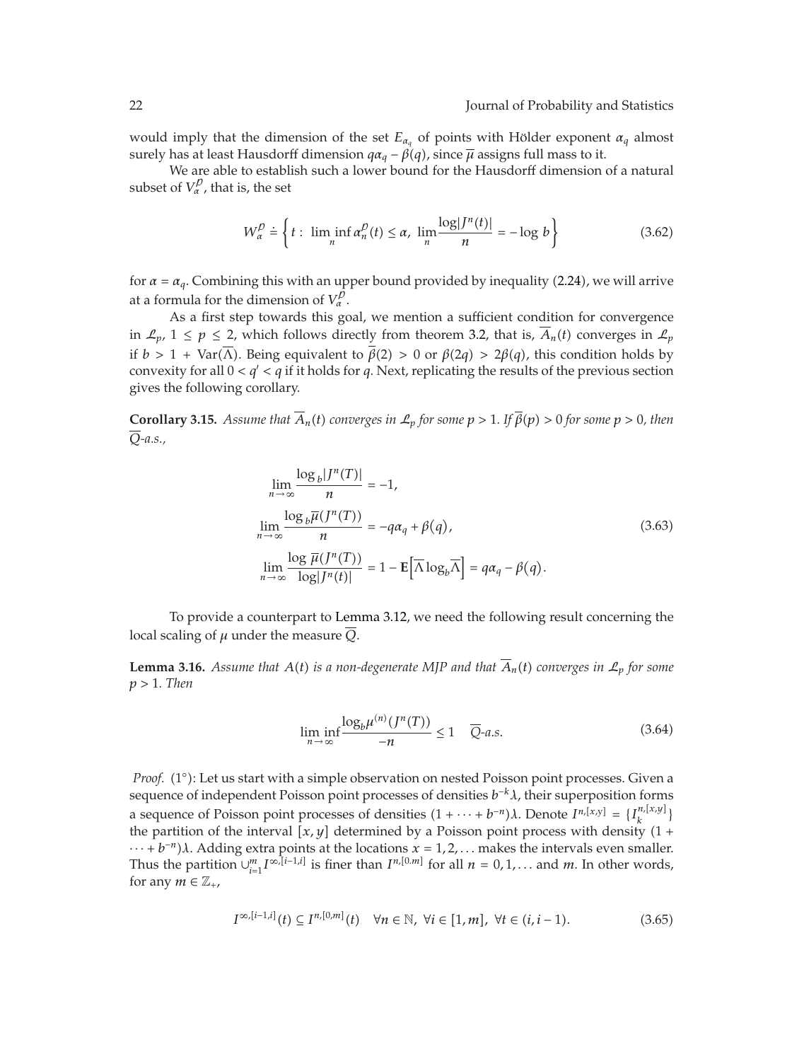would imply that the dimension of the set $E_{\alpha_q}$ of points with Hölder exponent $\alpha_q$ almost surely has at least Hausdorff dimension $q\alpha_q - \overline{\beta}(q)$, since $\overline{\mu}$ assigns full mass to it.

We are able to establish such a lower bound for the Hausdorff dimension of a natural subset of $V_\alpha^{\mathcal{P}}$, that is, the set

$$W_\alpha^{\mathcal{P}} \doteq \left\{ t : \liminf_n \alpha_n^{\mathcal{P}}(t) \le \alpha,\ \lim_n \frac{\log|J^n(t)|}{n} = -\log b \right\} \tag{3.62}$$

for $\alpha = \alpha_q$. Combining this with an upper bound provided by inequality (2.24), we will arrive at a formula for the dimension of $V_\alpha^{\mathcal{P}}$.

As a first step towards this goal, we mention a sufficient condition for convergence in $\mathcal{L}_p$, $1 \le p \le 2$, which follows directly from theorem 3.2, that is, $\overline{A}_n(t)$ converges in $\mathcal{L}_p$ if $b > 1 + \operatorname{Var}(\overline{\Lambda})$. Being equivalent to $\overline{\beta}(2) > 0$ or $\beta(2q) > 2\beta(q)$, this condition holds by convexity for all $0 < q' < q$ if it holds for $q$. Next, replicating the results of the previous section gives the following corollary.

**Corollary 3.15.** *Assume that $\overline{A}_n(t)$ converges in $\mathcal{L}_p$ for some $p > 1$. If $\overline{\beta}(p) > 0$ for some $p > 0$, then $\overline{Q}$-a.s.,*

$$\begin{aligned}
&\lim_{n\to\infty} \frac{\log_b|J^n(T)|}{n} = -1, \\
&\lim_{n\to\infty} \frac{\log_b\overline{\mu}(J^n(T))}{n} = -q\alpha_q + \beta(q), \\
&\lim_{n\to\infty} \frac{\log \overline{\mu}(J^n(T))}{\log|J^n(t)|} = 1 - \mathbf{E}\left[\overline{\Lambda}\log_b\overline{\Lambda}\right] = q\alpha_q - \beta(q).
\end{aligned} \tag{3.63}$$

To provide a counterpart to Lemma 3.12, we need the following result concerning the local scaling of $\mu$ under the measure $\overline{Q}$.

**Lemma 3.16.** *Assume that $A(t)$ is a non-degenerate MJP and that $\overline{A}_n(t)$ converges in $\mathcal{L}_p$ for some $p > 1$. Then*

$$\liminf_{n\to\infty} \frac{\log_b \mu^{(n)}(J^n(T))}{-n} \le 1 \quad \overline{Q}\text{-a.s.} \tag{3.64}$$

*Proof.* (1°): Let us start with a simple observation on nested Poisson point processes. Given a sequence of independent Poisson point processes of densities $b^{-k}\lambda$, their superposition forms a sequence of Poisson point processes of densities $(1 + \cdots + b^{-n})\lambda$. Denote $I^{n,[x,y]} = \{I_k^{n,[x,y]}\}$ the partition of the interval $[x, y]$ determined by a Poisson point process with density $(1 + \cdots + b^{-n})\lambda$. Adding extra points at the locations $x = 1, 2, \ldots$ makes the intervals even smaller. Thus the partition $\cup_{i=1}^m I^{\infty,[i-1,i]}$ is finer than $I^{n,[0,m]}$ for all $n = 0, 1, \ldots$ and $m$. In other words, for any $m \in \mathbb{Z}_+$,

$$I^{\infty,[i-1,i]}(t) \subseteq I^{n,[0,m]}(t) \quad \forall n \in \mathbb{N},\ \forall i \in [1, m],\ \forall t \in (i, i-1). \tag{3.65}$$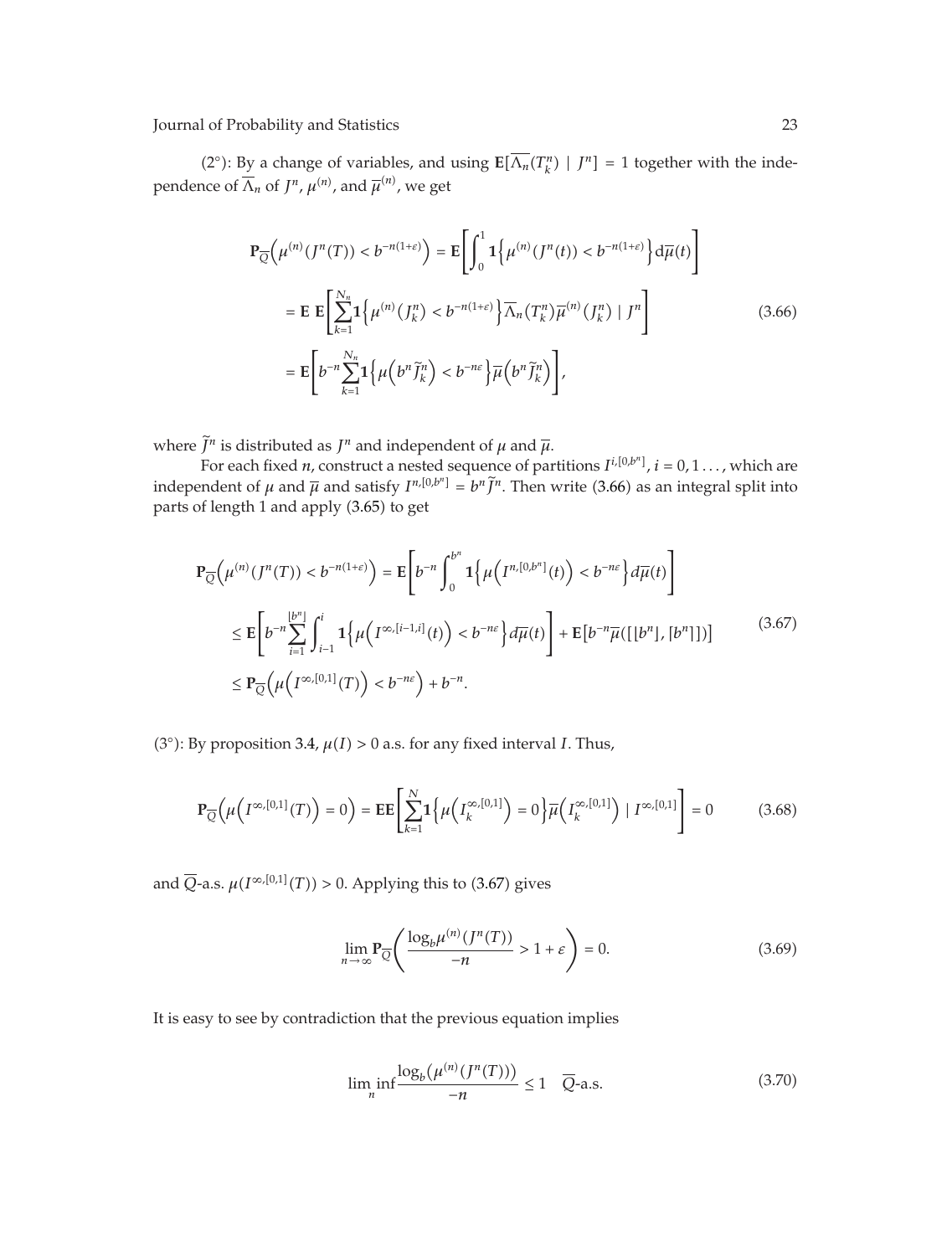(2°): By a change of variables, and using $\mathbf{E}[\overline{\Lambda_n}(T_k^n) \mid J^n] = 1$ together with the independence of $\overline{\Lambda}_n$ of $J^n$, $\mu^{(n)}$, and $\overline{\mu}^{(n)}$, we get

$$\begin{aligned}
\mathbf{P}_{\overline{Q}}\Big(\mu^{(n)}(J^n(T)) < b^{-n(1+\varepsilon)}\Big) &= \mathbf{E}\left[\int_0^1 \mathbf{1}\Big\{\mu^{(n)}(J^n(t)) < b^{-n(1+\varepsilon)}\Big\} \mathrm{d}\overline{\mu}(t)\right] \\
&= \mathbf{E}\ \mathbf{E}\left[\sum_{k=1}^{N_n} \mathbf{1}\Big\{\mu^{(n)}\big(J_k^n\big) < b^{-n(1+\varepsilon)}\Big\} \overline{\Lambda}_n(T_k^n)\overline{\mu}^{(n)}\big(J_k^n\big) \mid J^n\right] \\
&= \mathbf{E}\left[b^{-n}\sum_{k=1}^{N_n} \mathbf{1}\Big\{\mu\Big(b^n \widetilde{J}_k^n\Big) < b^{-n\varepsilon}\Big\}\overline{\mu}\Big(b^n \widetilde{J}_k^n\Big)\right],
\end{aligned} \tag{3.66}$$

where $\widetilde{J}^n$ is distributed as $J^n$ and independent of $\mu$ and $\overline{\mu}$.

For each fixed $n$, construct a nested sequence of partitions $I^{i,[0,b^n]}$, $i = 0, 1 \ldots$, which are independent of $\mu$ and $\overline{\mu}$ and satisfy $I^{n,[0,b^n]} = b^n \widetilde{J}^n$. Then write (3.66) as an integral split into parts of length 1 and apply (3.65) to get

$$\begin{aligned}
\mathbf{P}_{\overline{Q}}\Big(\mu^{(n)}(J^n(T)) < b^{-n(1+\varepsilon)}\Big) &= \mathbf{E}\left[b^{-n}\int_0^{b^n} \mathbf{1}\Big\{\mu\Big(I^{n,[0,b^n]}(t)\Big) < b^{-n\varepsilon}\Big\} d\overline{\mu}(t)\right] \\
&\leq \mathbf{E}\left[b^{-n}\sum_{i=1}^{\lfloor b^n \rfloor}\int_{i-1}^{i} \mathbf{1}\Big\{\mu\Big(I^{\infty,[i-1,i]}(t)\Big) < b^{-n\varepsilon}\Big\} d\overline{\mu}(t)\right] + \mathbf{E}\big[b^{-n}\overline{\mu}([\lfloor b^n \rfloor, \lceil b^n \rceil])\big] \\
&\leq \mathbf{P}_{\overline{Q}}\Big(\mu\Big(I^{\infty,[0,1]}(T)\Big) < b^{-n\varepsilon}\Big) + b^{-n}.
\end{aligned} \tag{3.67}$$

(3°): By proposition 3.4, $\mu(I) > 0$ a.s. for any fixed interval $I$. Thus,

$$\mathbf{P}_{\overline{Q}}\Big(\mu\Big(I^{\infty,[0,1]}(T)\Big) = 0\Big) = \mathbf{E}\mathbf{E}\left[\sum_{k=1}^{N} \mathbf{1}\Big\{\mu\Big(I_k^{\infty,[0,1]}\Big) = 0\Big\}\overline{\mu}\Big(I_k^{\infty,[0,1]}\Big) \mid I^{\infty,[0,1]}\right] = 0 \tag{3.68}$$

and $\overline{Q}$-a.s. $\mu(I^{\infty,[0,1]}(T)) > 0$. Applying this to (3.67) gives

$$\lim_{n\to\infty} \mathbf{P}_{\overline{Q}}\left(\frac{\log_b \mu^{(n)}(J^n(T))}{-n} > 1 + \varepsilon\right) = 0. \tag{3.69}$$

It is easy to see by contradiction that the previous equation implies

$$\liminf_n \frac{\log_b\big(\mu^{(n)}(J^n(T))\big)}{-n} \leq 1 \quad \overline{Q}\text{-a.s.} \tag{3.70}$$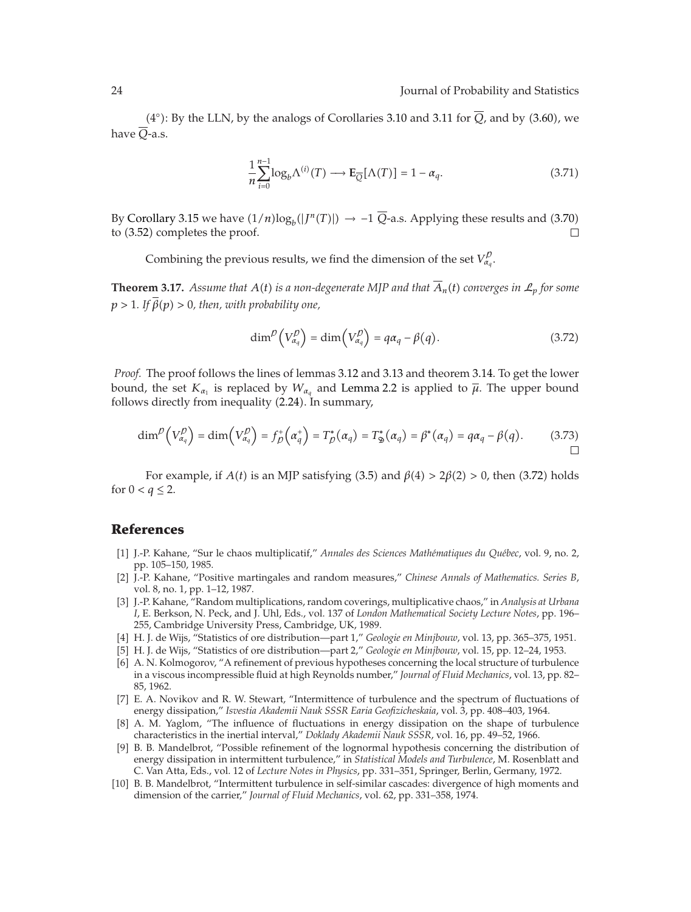(4°): By the LLN, by the analogs of Corollaries 3.10 and 3.11 for $\overline{Q}$, and by (3.60), we have $\overline{Q}$-a.s.

$$\frac{1}{n}\sum_{i=0}^{n-1}\log_b \Lambda^{(i)}(T) \longrightarrow \mathbb{E}_{\overline{Q}}[\Lambda(T)] = 1 - \alpha_q. \tag{3.71}$$

By Corollary 3.15 we have $(1/n)\log_b(|J^n(T)|) \to -1$ $\overline{Q}$-a.s. Applying these results and (3.70) to (3.52) completes the proof. □

Combining the previous results, we find the dimension of the set $V^{\mathcal{P}}_{\alpha_q}$.

**Theorem 3.17.** *Assume that $A(t)$ is a non-degenerate MJP and that $\overline{A}_n(t)$ converges in $\mathcal{L}_p$ for some $p > 1$. If $\overline{\beta}(p) > 0$, then, with probability one,*

$$\dim^{\mathcal{P}}\left(V^{\mathcal{P}}_{\alpha_q}\right) = \dim\left(V^{\mathcal{P}}_{\alpha_q}\right) = q\alpha_q - \beta(q). \tag{3.72}$$

*Proof.* The proof follows the lines of lemmas 3.12 and 3.13 and theorem 3.14. To get the lower bound, the set $K_{\alpha_1}$ is replaced by $W_{\alpha_q}$ and Lemma 2.2 is applied to $\overline{\mu}$. The upper bound follows directly from inequality (2.24). In summary,

$$\dim^{\mathcal{P}}\left(V^{\mathcal{P}}_{\alpha_q}\right) = \dim\left(V^{\mathcal{P}}_{\alpha_q}\right) = f^{+}_{\mathcal{P}}\left(\alpha^{+}_q\right) = T^{*}_{\mathcal{P}}(\alpha_q) = T^{*}_{\mathfrak{D}}(\alpha_q) = \beta^{*}(\alpha_q) = q\alpha_q - \beta(q). \tag{3.73}$$

□

For example, if $A(t)$ is an MJP satisfying (3.5) and $\beta(4) > 2\beta(2) > 0$, then (3.72) holds for $0 < q \leq 2$.

## References

[1] J.-P. Kahane, "Sur le chaos multiplicatif," *Annales des Sciences Mathématiques du Québec*, vol. 9, no. 2, pp. 105–150, 1985.

[2] J.-P. Kahane, "Positive martingales and random measures," *Chinese Annals of Mathematics. Series B*, vol. 8, no. 1, pp. 1–12, 1987.

[3] J.-P. Kahane, "Random multiplications, random coverings, multiplicative chaos," in *Analysis at Urbana I*, E. Berkson, N. Peck, and J. Uhl, Eds., vol. 137 of *London Mathematical Society Lecture Notes*, pp. 196–255, Cambridge University Press, Cambridge, UK, 1989.

[4] H. J. de Wijs, "Statistics of ore distribution—part 1," *Geologie en Minjbouw*, vol. 13, pp. 365–375, 1951.

[5] H. J. de Wijs, "Statistics of ore distribution—part 2," *Geologie en Minjbouw*, vol. 15, pp. 12–24, 1953.

[6] A. N. Kolmogorov, "A refinement of previous hypotheses concerning the local structure of turbulence in a viscous incompressible fluid at high Reynolds number," *Journal of Fluid Mechanics*, vol. 13, pp. 82–85, 1962.

[7] E. A. Novikov and R. W. Stewart, "Intermittence of turbulence and the spectrum of fluctuations of energy dissipation," *Isvestia Akademii Nauk SSSR Earia Geofizicheskaia*, vol. 3, pp. 408–403, 1964.

[8] A. M. Yaglom, "The influence of fluctuations in energy dissipation on the shape of turbulence characteristics in the inertial interval," *Doklady Akademii Nauk SSSR*, vol. 16, pp. 49–52, 1966.

[9] B. B. Mandelbrot, "Possible refinement of the lognormal hypothesis concerning the distribution of energy dissipation in intermittent turbulence," in *Statistical Models and Turbulence*, M. Rosenblatt and C. Van Atta, Eds., vol. 12 of *Lecture Notes in Physics*, pp. 331–351, Springer, Berlin, Germany, 1972.

[10] B. B. Mandelbrot, "Intermittent turbulence in self-similar cascades: divergence of high moments and dimension of the carrier," *Journal of Fluid Mechanics*, vol. 62, pp. 331–358, 1974.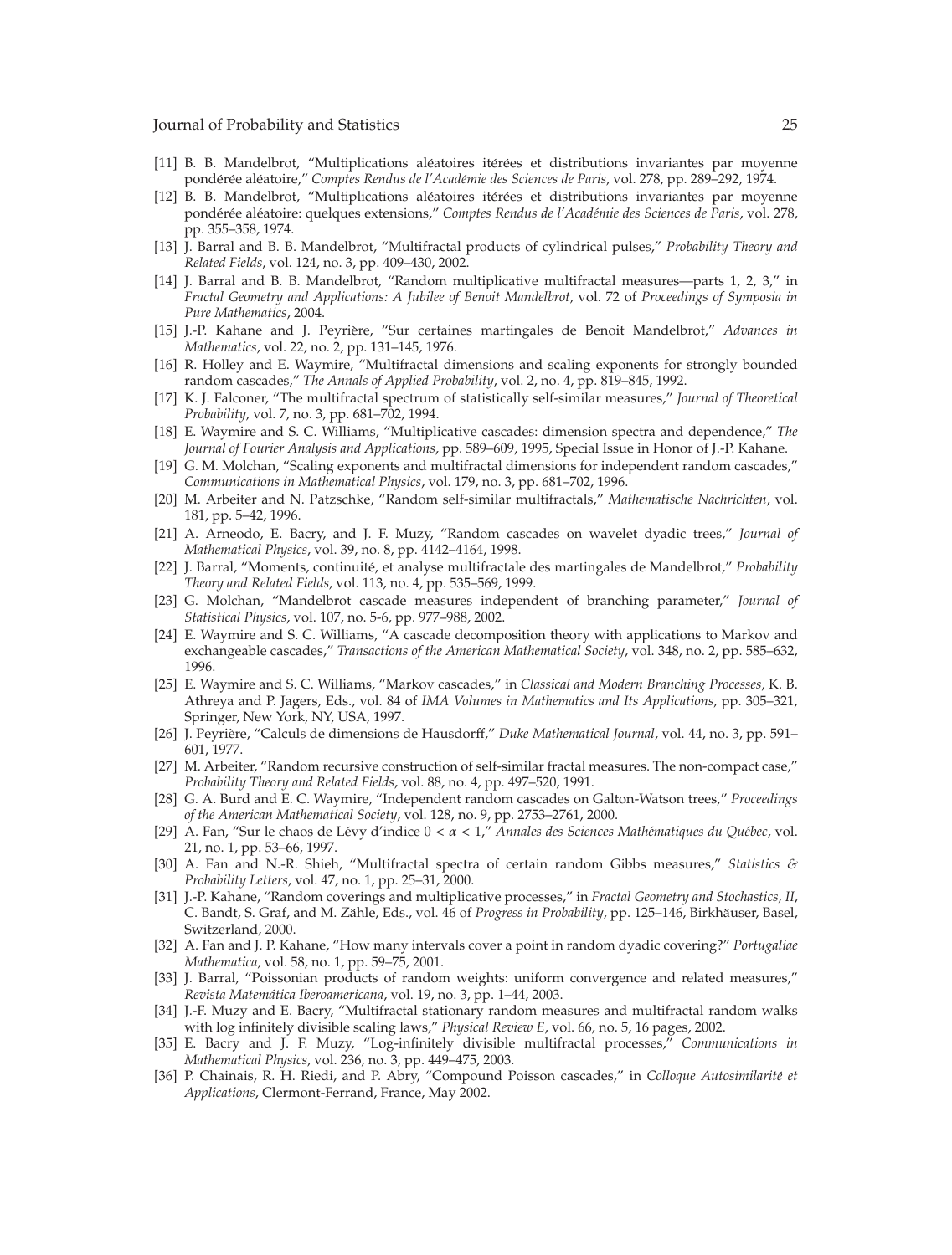[11] B. B. Mandelbrot, "Multiplications aléatoires itérées et distributions invariantes par moyenne pondérée aléatoire," *Comptes Rendus de l'Académie des Sciences de Paris*, vol. 278, pp. 289–292, 1974.

[12] B. B. Mandelbrot, "Multiplications aléatoires itérées et distributions invariantes par moyenne pondérée aléatoire: quelques extensions," *Comptes Rendus de l'Académie des Sciences de Paris*, vol. 278, pp. 355–358, 1974.

[13] J. Barral and B. B. Mandelbrot, "Multifractal products of cylindrical pulses," *Probability Theory and Related Fields*, vol. 124, no. 3, pp. 409–430, 2002.

[14] J. Barral and B. B. Mandelbrot, "Random multiplicative multifractal measures—parts 1, 2, 3," in *Fractal Geometry and Applications: A Jubilee of Benoit Mandelbrot*, vol. 72 of *Proceedings of Symposia in Pure Mathematics*, 2004.

[15] J.-P. Kahane and J. Peyrière, "Sur certaines martingales de Benoit Mandelbrot," *Advances in Mathematics*, vol. 22, no. 2, pp. 131–145, 1976.

[16] R. Holley and E. Waymire, "Multifractal dimensions and scaling exponents for strongly bounded random cascades," *The Annals of Applied Probability*, vol. 2, no. 4, pp. 819–845, 1992.

[17] K. J. Falconer, "The multifractal spectrum of statistically self-similar measures," *Journal of Theoretical Probability*, vol. 7, no. 3, pp. 681–702, 1994.

[18] E. Waymire and S. C. Williams, "Multiplicative cascades: dimension spectra and dependence," *The Journal of Fourier Analysis and Applications*, pp. 589–609, 1995, Special Issue in Honor of J.-P. Kahane.

[19] G. M. Molchan, "Scaling exponents and multifractal dimensions for independent random cascades," *Communications in Mathematical Physics*, vol. 179, no. 3, pp. 681–702, 1996.

[20] M. Arbeiter and N. Patzschke, "Random self-similar multifractals," *Mathematische Nachrichten*, vol. 181, pp. 5–42, 1996.

[21] A. Arneodo, E. Bacry, and J. F. Muzy, "Random cascades on wavelet dyadic trees," *Journal of Mathematical Physics*, vol. 39, no. 8, pp. 4142–4164, 1998.

[22] J. Barral, "Moments, continuité, et analyse multifractale des martingales de Mandelbrot," *Probability Theory and Related Fields*, vol. 113, no. 4, pp. 535–569, 1999.

[23] G. Molchan, "Mandelbrot cascade measures independent of branching parameter," *Journal of Statistical Physics*, vol. 107, no. 5-6, pp. 977–988, 2002.

[24] E. Waymire and S. C. Williams, "A cascade decomposition theory with applications to Markov and exchangeable cascades," *Transactions of the American Mathematical Society*, vol. 348, no. 2, pp. 585–632, 1996.

[25] E. Waymire and S. C. Williams, "Markov cascades," in *Classical and Modern Branching Processes*, K. B. Athreya and P. Jagers, Eds., vol. 84 of *IMA Volumes in Mathematics and Its Applications*, pp. 305–321, Springer, New York, NY, USA, 1997.

[26] J. Peyrière, "Calculs de dimensions de Hausdorff," *Duke Mathematical Journal*, vol. 44, no. 3, pp. 591–601, 1977.

[27] M. Arbeiter, "Random recursive construction of self-similar fractal measures. The non-compact case," *Probability Theory and Related Fields*, vol. 88, no. 4, pp. 497–520, 1991.

[28] G. A. Burd and E. C. Waymire, "Independent random cascades on Galton-Watson trees," *Proceedings of the American Mathematical Society*, vol. 128, no. 9, pp. 2753–2761, 2000.

[29] A. Fan, "Sur le chaos de Lévy d'indice $0 < \alpha < 1$," *Annales des Sciences Mathématiques du Québec*, vol. 21, no. 1, pp. 53–66, 1997.

[30] A. Fan and N.-R. Shieh, "Multifractal spectra of certain random Gibbs measures," *Statistics & Probability Letters*, vol. 47, no. 1, pp. 25–31, 2000.

[31] J.-P. Kahane, "Random coverings and multiplicative processes," in *Fractal Geometry and Stochastics, II*, C. Bandt, S. Graf, and M. Zähle, Eds., vol. 46 of *Progress in Probability*, pp. 125–146, Birkhäuser, Basel, Switzerland, 2000.

[32] A. Fan and J. P. Kahane, "How many intervals cover a point in random dyadic covering?" *Portugaliae Mathematica*, vol. 58, no. 1, pp. 59–75, 2001.

[33] J. Barral, "Poissonian products of random weights: uniform convergence and related measures," *Revista Matemática Iberoamericana*, vol. 19, no. 3, pp. 1–44, 2003.

[34] J.-F. Muzy and E. Bacry, "Multifractal stationary random measures and multifractal random walks with log infinitely divisible scaling laws," *Physical Review E*, vol. 66, no. 5, 16 pages, 2002.

[35] E. Bacry and J. F. Muzy, "Log-infinitely divisible multifractal processes," *Communications in Mathematical Physics*, vol. 236, no. 3, pp. 449–475, 2003.

[36] P. Chainais, R. H. Riedi, and P. Abry, "Compound Poisson cascades," in *Colloque Autosimilarité et Applications*, Clermont-Ferrand, France, May 2002.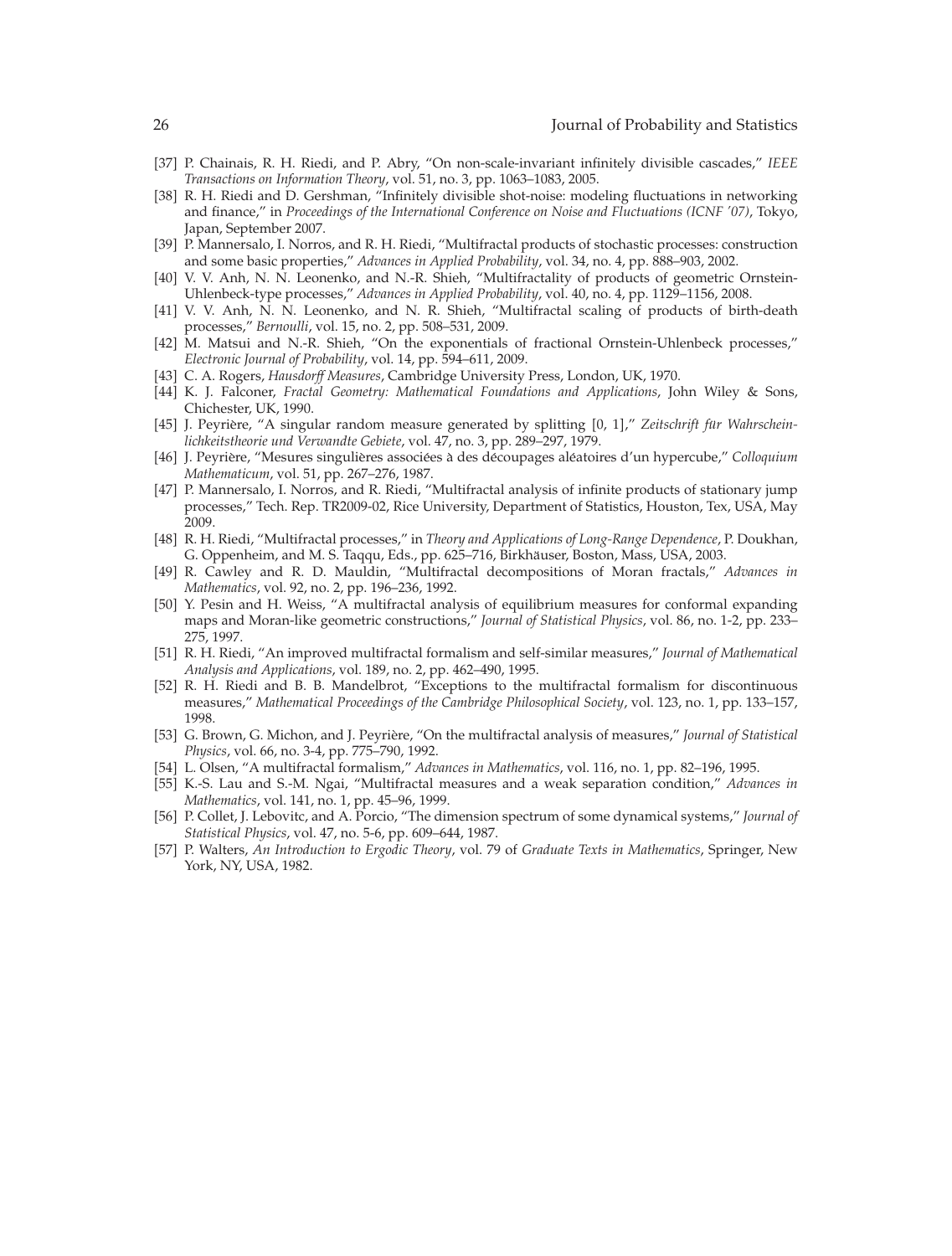[37] P. Chainais, R. H. Riedi, and P. Abry, "On non-scale-invariant infinitely divisible cascades," *IEEE Transactions on Information Theory*, vol. 51, no. 3, pp. 1063–1083, 2005.

[38] R. H. Riedi and D. Gershman, "Infinitely divisible shot-noise: modeling fluctuations in networking and finance," in *Proceedings of the International Conference on Noise and Fluctuations (ICNF '07)*, Tokyo, Japan, September 2007.

[39] P. Mannersalo, I. Norros, and R. H. Riedi, "Multifractal products of stochastic processes: construction and some basic properties," *Advances in Applied Probability*, vol. 34, no. 4, pp. 888–903, 2002.

[40] V. V. Anh, N. N. Leonenko, and N.-R. Shieh, "Multifractality of products of geometric Ornstein-Uhlenbeck-type processes," *Advances in Applied Probability*, vol. 40, no. 4, pp. 1129–1156, 2008.

[41] V. V. Anh, N. N. Leonenko, and N. R. Shieh, "Multifractal scaling of products of birth-death processes," *Bernoulli*, vol. 15, no. 2, pp. 508–531, 2009.

[42] M. Matsui and N.-R. Shieh, "On the exponentials of fractional Ornstein-Uhlenbeck processes," *Electronic Journal of Probability*, vol. 14, pp. 594–611, 2009.

[43] C. A. Rogers, *Hausdorff Measures*, Cambridge University Press, London, UK, 1970.

[44] K. J. Falconer, *Fractal Geometry: Mathematical Foundations and Applications*, John Wiley & Sons, Chichester, UK, 1990.

[45] J. Peyrière, "A singular random measure generated by splitting [0, 1]," *Zeitschrift für Wahrscheinlichkeitstheorie und Verwandte Gebiete*, vol. 47, no. 3, pp. 289–297, 1979.

[46] J. Peyrière, "Mesures singulières associées à des découpages aléatoires d'un hypercube," *Colloquium Mathematicum*, vol. 51, pp. 267–276, 1987.

[47] P. Mannersalo, I. Norros, and R. Riedi, "Multifractal analysis of infinite products of stationary jump processes," Tech. Rep. TR2009-02, Rice University, Department of Statistics, Houston, Tex, USA, May 2009.

[48] R. H. Riedi, "Multifractal processes," in *Theory and Applications of Long-Range Dependence*, P. Doukhan, G. Oppenheim, and M. S. Taqqu, Eds., pp. 625–716, Birkhäuser, Boston, Mass, USA, 2003.

[49] R. Cawley and R. D. Mauldin, "Multifractal decompositions of Moran fractals," *Advances in Mathematics*, vol. 92, no. 2, pp. 196–236, 1992.

[50] Y. Pesin and H. Weiss, "A multifractal analysis of equilibrium measures for conformal expanding maps and Moran-like geometric constructions," *Journal of Statistical Physics*, vol. 86, no. 1-2, pp. 233–275, 1997.

[51] R. H. Riedi, "An improved multifractal formalism and self-similar measures," *Journal of Mathematical Analysis and Applications*, vol. 189, no. 2, pp. 462–490, 1995.

[52] R. H. Riedi and B. B. Mandelbrot, "Exceptions to the multifractal formalism for discontinuous measures," *Mathematical Proceedings of the Cambridge Philosophical Society*, vol. 123, no. 1, pp. 133–157, 1998.

[53] G. Brown, G. Michon, and J. Peyrière, "On the multifractal analysis of measures," *Journal of Statistical Physics*, vol. 66, no. 3-4, pp. 775–790, 1992.

[54] L. Olsen, "A multifractal formalism," *Advances in Mathematics*, vol. 116, no. 1, pp. 82–196, 1995.

[55] K.-S. Lau and S.-M. Ngai, "Multifractal measures and a weak separation condition," *Advances in Mathematics*, vol. 141, no. 1, pp. 45–96, 1999.

[56] P. Collet, J. Lebovitc, and A. Porcio, "The dimension spectrum of some dynamical systems," *Journal of Statistical Physics*, vol. 47, no. 5-6, pp. 609–644, 1987.

[57] P. Walters, *An Introduction to Ergodic Theory*, vol. 79 of *Graduate Texts in Mathematics*, Springer, New York, NY, USA, 1982.